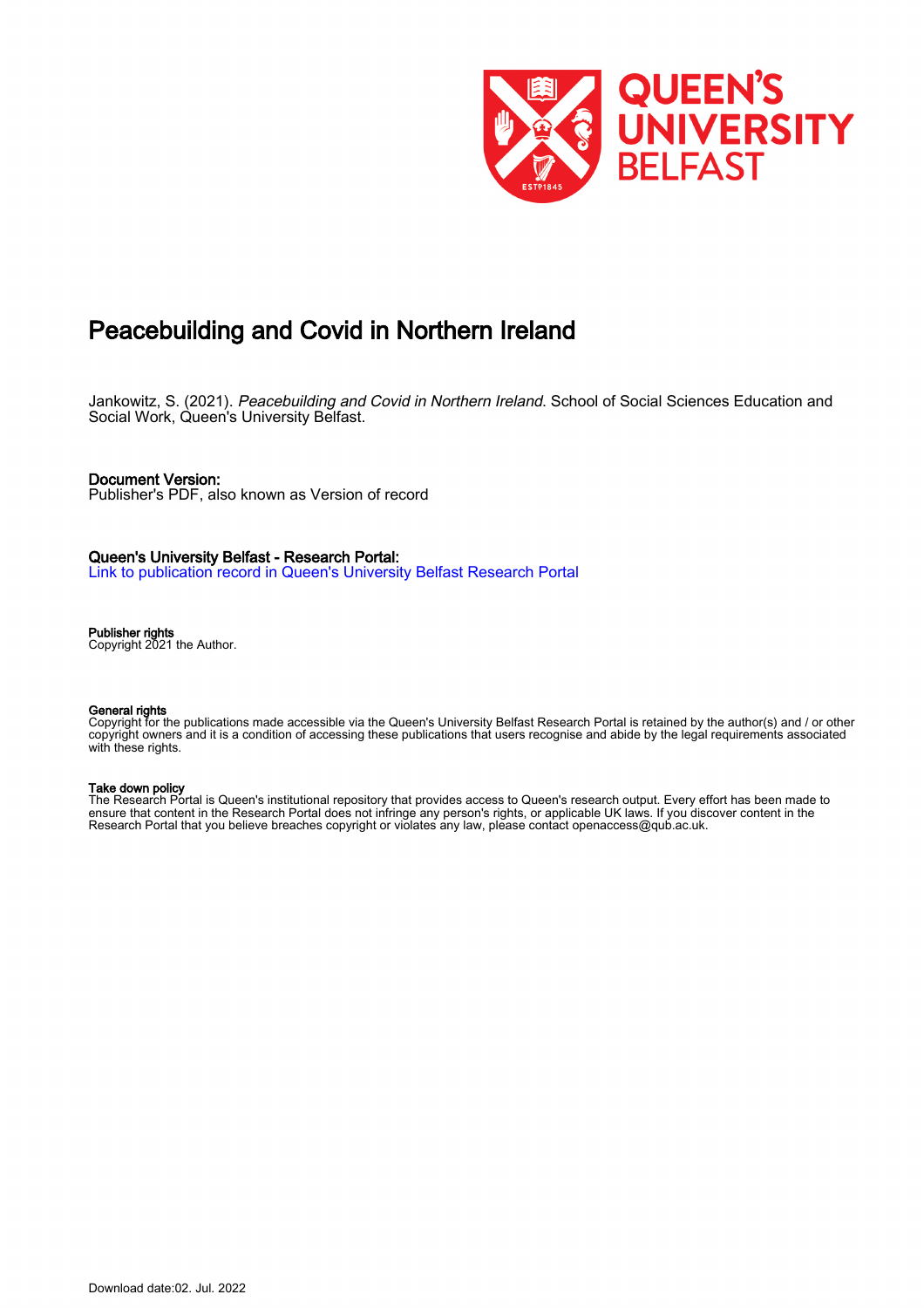# Peacebuilding and Covid in Northern Ireland

Jankowitz, S. (2021). *Peacebuilding and Covid in Northern Ireland*. School of Social Sciences Education and Social Work, Queen's University Belfast.

**Document Version:**
Publisher's PDF, also known as Version of record

**Queen's University Belfast - Research Portal:**
Link to publication record in Queen's University Belfast Research Portal

**Publisher rights**
Copyright 2021 the Author.

**General rights**
Copyright for the publications made accessible via the Queen's University Belfast Research Portal is retained by the author(s) and / or other copyright owners and it is a condition of accessing these publications that users recognise and abide by the legal requirements associated with these rights.

**Take down policy**
The Research Portal is Queen's institutional repository that provides access to Queen's research output. Every effort has been made to ensure that content in the Research Portal does not infringe any person's rights, or applicable UK laws. If you discover content in the Research Portal that you believe breaches copyright or violates any law, please contact openaccess@qub.ac.uk.

Download date:02. Jul. 2022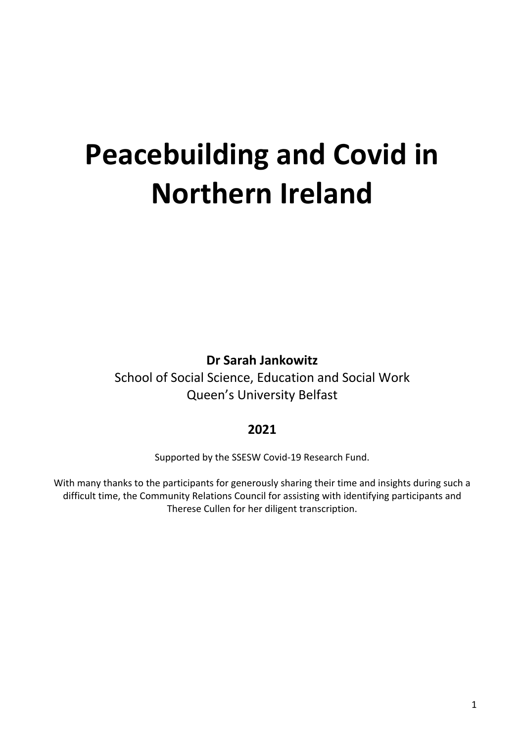# Peacebuilding and Covid in Northern Ireland

**Dr Sarah Jankowitz**

School of Social Science, Education and Social Work
Queen's University Belfast

**2021**

Supported by the SSESW Covid-19 Research Fund.

With many thanks to the participants for generously sharing their time and insights during such a difficult time, the Community Relations Council for assisting with identifying participants and Therese Cullen for her diligent transcription.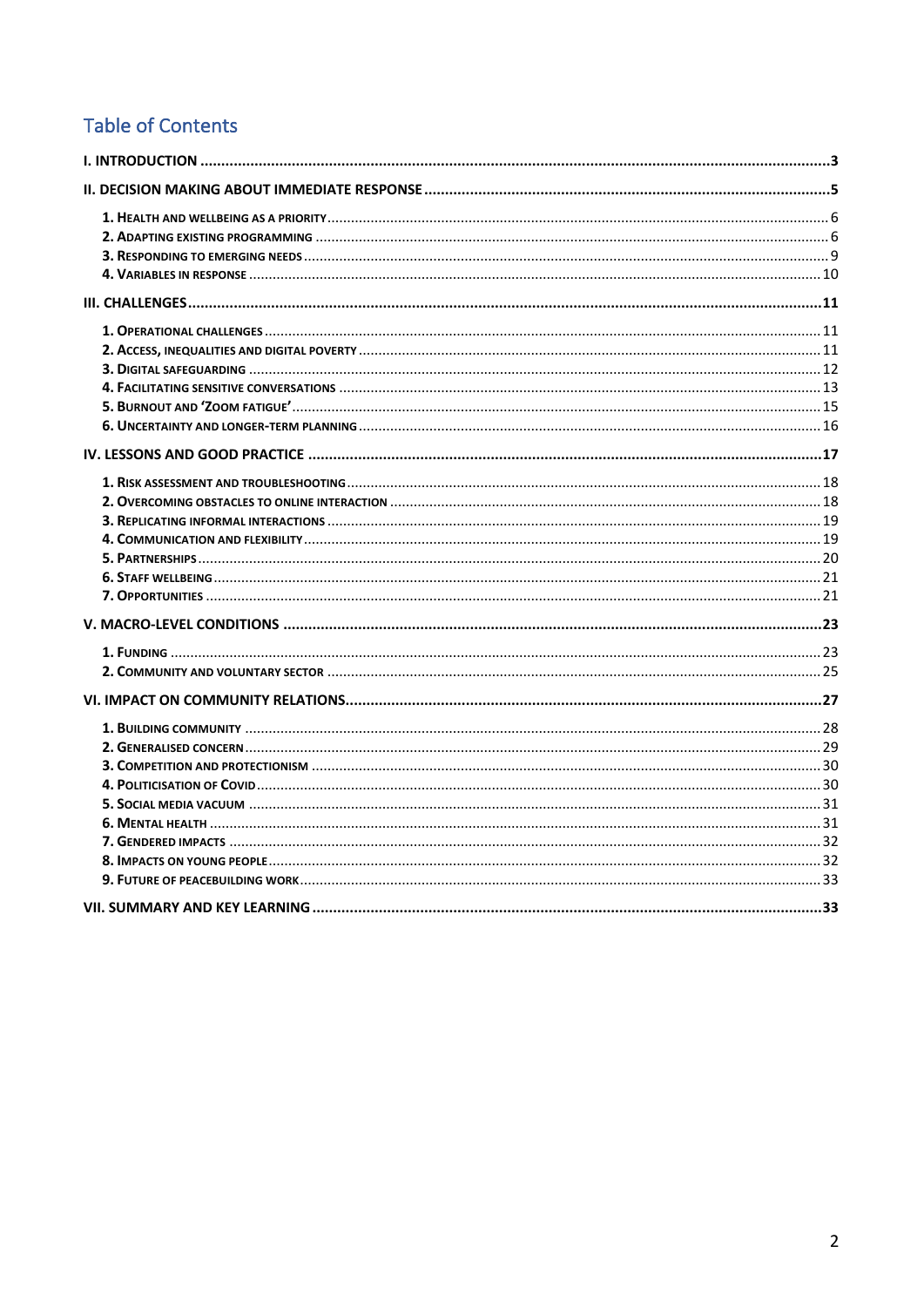## Table of Contents

- I. INTRODUCTION ..... 3
- II. DECISION MAKING ABOUT IMMEDIATE RESPONSE ..... 5
  - 1. Health and wellbeing as a priority ..... 6
  - 2. Adapting existing programming ..... 6
  - 3. Responding to emerging needs ..... 9
  - 4. Variables in response ..... 10
- III. CHALLENGES ..... 11
  - 1. Operational challenges ..... 11
  - 2. Access, inequalities and digital poverty ..... 11
  - 3. Digital safeguarding ..... 12
  - 4. Facilitating sensitive conversations ..... 13
  - 5. Burnout and 'Zoom fatigue' ..... 15
  - 6. Uncertainty and longer-term planning ..... 16
- IV. LESSONS AND GOOD PRACTICE ..... 17
  - 1. Risk assessment and troubleshooting ..... 18
  - 2. Overcoming obstacles to online interaction ..... 18
  - 3. Replicating informal interactions ..... 19
  - 4. Communication and flexibility ..... 19
  - 5. Partnerships ..... 20
  - 6. Staff wellbeing ..... 21
  - 7. Opportunities ..... 21
- V. MACRO-LEVEL CONDITIONS ..... 23
  - 1. Funding ..... 23
  - 2. Community and voluntary sector ..... 25
- VI. IMPACT ON COMMUNITY RELATIONS ..... 27
  - 1. Building community ..... 28
  - 2. Generalised concern ..... 29
  - 3. Competition and protectionism ..... 30
  - 4. Politicisation of Covid ..... 30
  - 5. Social media vacuum ..... 31
  - 6. Mental health ..... 31
  - 7. Gendered impacts ..... 32
  - 8. Impacts on young people ..... 32
  - 9. Future of peacebuilding work ..... 33
- VII. SUMMARY AND KEY LEARNING ..... 33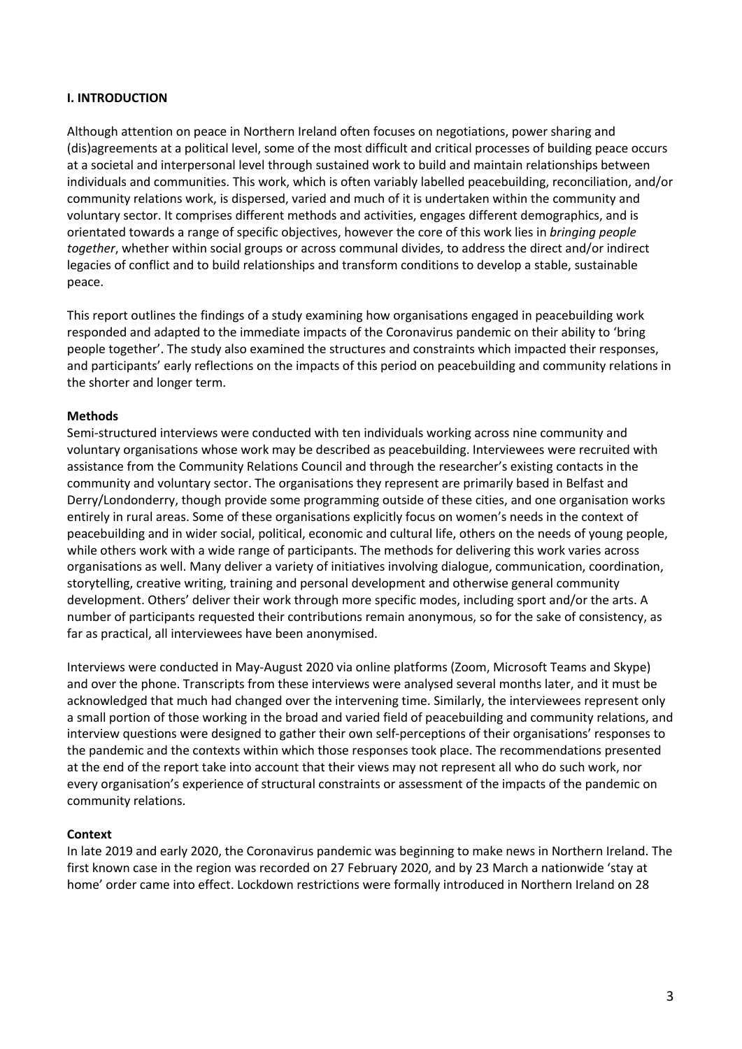## I. INTRODUCTION

Although attention on peace in Northern Ireland often focuses on negotiations, power sharing and (dis)agreements at a political level, some of the most difficult and critical processes of building peace occurs at a societal and interpersonal level through sustained work to build and maintain relationships between individuals and communities. This work, which is often variably labelled peacebuilding, reconciliation, and/or community relations work, is dispersed, varied and much of it is undertaken within the community and voluntary sector. It comprises different methods and activities, engages different demographics, and is orientated towards a range of specific objectives, however the core of this work lies in *bringing people together*, whether within social groups or across communal divides, to address the direct and/or indirect legacies of conflict and to build relationships and transform conditions to develop a stable, sustainable peace.

This report outlines the findings of a study examining how organisations engaged in peacebuilding work responded and adapted to the immediate impacts of the Coronavirus pandemic on their ability to 'bring people together'. The study also examined the structures and constraints which impacted their responses, and participants' early reflections on the impacts of this period on peacebuilding and community relations in the shorter and longer term.

**Methods**

Semi-structured interviews were conducted with ten individuals working across nine community and voluntary organisations whose work may be described as peacebuilding. Interviewees were recruited with assistance from the Community Relations Council and through the researcher's existing contacts in the community and voluntary sector. The organisations they represent are primarily based in Belfast and Derry/Londonderry, though provide some programming outside of these cities, and one organisation works entirely in rural areas. Some of these organisations explicitly focus on women's needs in the context of peacebuilding and in wider social, political, economic and cultural life, others on the needs of young people, while others work with a wide range of participants. The methods for delivering this work varies across organisations as well. Many deliver a variety of initiatives involving dialogue, communication, coordination, storytelling, creative writing, training and personal development and otherwise general community development. Others' deliver their work through more specific modes, including sport and/or the arts. A number of participants requested their contributions remain anonymous, so for the sake of consistency, as far as practical, all interviewees have been anonymised.

Interviews were conducted in May-August 2020 via online platforms (Zoom, Microsoft Teams and Skype) and over the phone. Transcripts from these interviews were analysed several months later, and it must be acknowledged that much had changed over the intervening time. Similarly, the interviewees represent only a small portion of those working in the broad and varied field of peacebuilding and community relations, and interview questions were designed to gather their own self-perceptions of their organisations' responses to the pandemic and the contexts within which those responses took place. The recommendations presented at the end of the report take into account that their views may not represent all who do such work, nor every organisation's experience of structural constraints or assessment of the impacts of the pandemic on community relations.

**Context**

In late 2019 and early 2020, the Coronavirus pandemic was beginning to make news in Northern Ireland. The first known case in the region was recorded on 27 February 2020, and by 23 March a nationwide 'stay at home' order came into effect. Lockdown restrictions were formally introduced in Northern Ireland on 28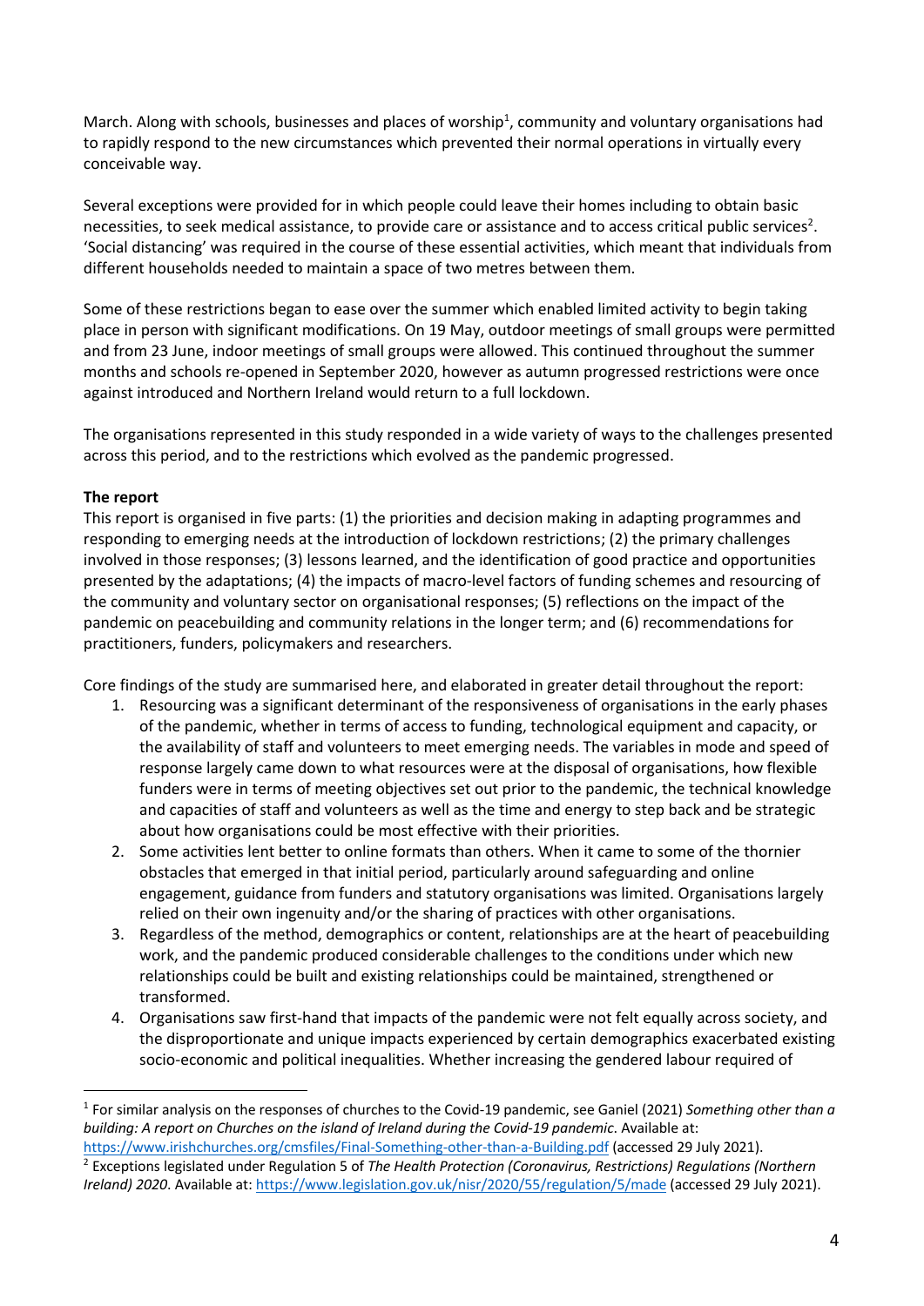March. Along with schools, businesses and places of worship[1], community and voluntary organisations had to rapidly respond to the new circumstances which prevented their normal operations in virtually every conceivable way.

Several exceptions were provided for in which people could leave their homes including to obtain basic necessities, to seek medical assistance, to provide care or assistance and to access critical public services[2]. 'Social distancing' was required in the course of these essential activities, which meant that individuals from different households needed to maintain a space of two metres between them.

Some of these restrictions began to ease over the summer which enabled limited activity to begin taking place in person with significant modifications. On 19 May, outdoor meetings of small groups were permitted and from 23 June, indoor meetings of small groups were allowed. This continued throughout the summer months and schools re-opened in September 2020, however as autumn progressed restrictions were once against introduced and Northern Ireland would return to a full lockdown.

The organisations represented in this study responded in a wide variety of ways to the challenges presented across this period, and to the restrictions which evolved as the pandemic progressed.

**The report**

This report is organised in five parts: (1) the priorities and decision making in adapting programmes and responding to emerging needs at the introduction of lockdown restrictions; (2) the primary challenges involved in those responses; (3) lessons learned, and the identification of good practice and opportunities presented by the adaptations; (4) the impacts of macro-level factors of funding schemes and resourcing of the community and voluntary sector on organisational responses; (5) reflections on the impact of the pandemic on peacebuilding and community relations in the longer term; and (6) recommendations for practitioners, funders, policymakers and researchers.

Core findings of the study are summarised here, and elaborated in greater detail throughout the report:

1. Resourcing was a significant determinant of the responsiveness of organisations in the early phases of the pandemic, whether in terms of access to funding, technological equipment and capacity, or the availability of staff and volunteers to meet emerging needs. The variables in mode and speed of response largely came down to what resources were at the disposal of organisations, how flexible funders were in terms of meeting objectives set out prior to the pandemic, the technical knowledge and capacities of staff and volunteers as well as the time and energy to step back and be strategic about how organisations could be most effective with their priorities.
2. Some activities lent better to online formats than others. When it came to some of the thornier obstacles that emerged in that initial period, particularly around safeguarding and online engagement, guidance from funders and statutory organisations was limited. Organisations largely relied on their own ingenuity and/or the sharing of practices with other organisations.
3. Regardless of the method, demographics or content, relationships are at the heart of peacebuilding work, and the pandemic produced considerable challenges to the conditions under which new relationships could be built and existing relationships could be maintained, strengthened or transformed.
4. Organisations saw first-hand that impacts of the pandemic were not felt equally across society, and the disproportionate and unique impacts experienced by certain demographics exacerbated existing socio-economic and political inequalities. Whether increasing the gendered labour required of

---

[1] For similar analysis on the responses of churches to the Covid-19 pandemic, see Ganiel (2021) *Something other than a building: A report on Churches on the island of Ireland during the Covid-19 pandemic*. Available at: https://www.irishchurches.org/cmsfiles/Final-Something-other-than-a-Building.pdf (accessed 29 July 2021).

[2] Exceptions legislated under Regulation 5 of *The Health Protection (Coronavirus, Restrictions) Regulations (Northern Ireland) 2020*. Available at: https://www.legislation.gov.uk/nisr/2020/55/regulation/5/made (accessed 29 July 2021).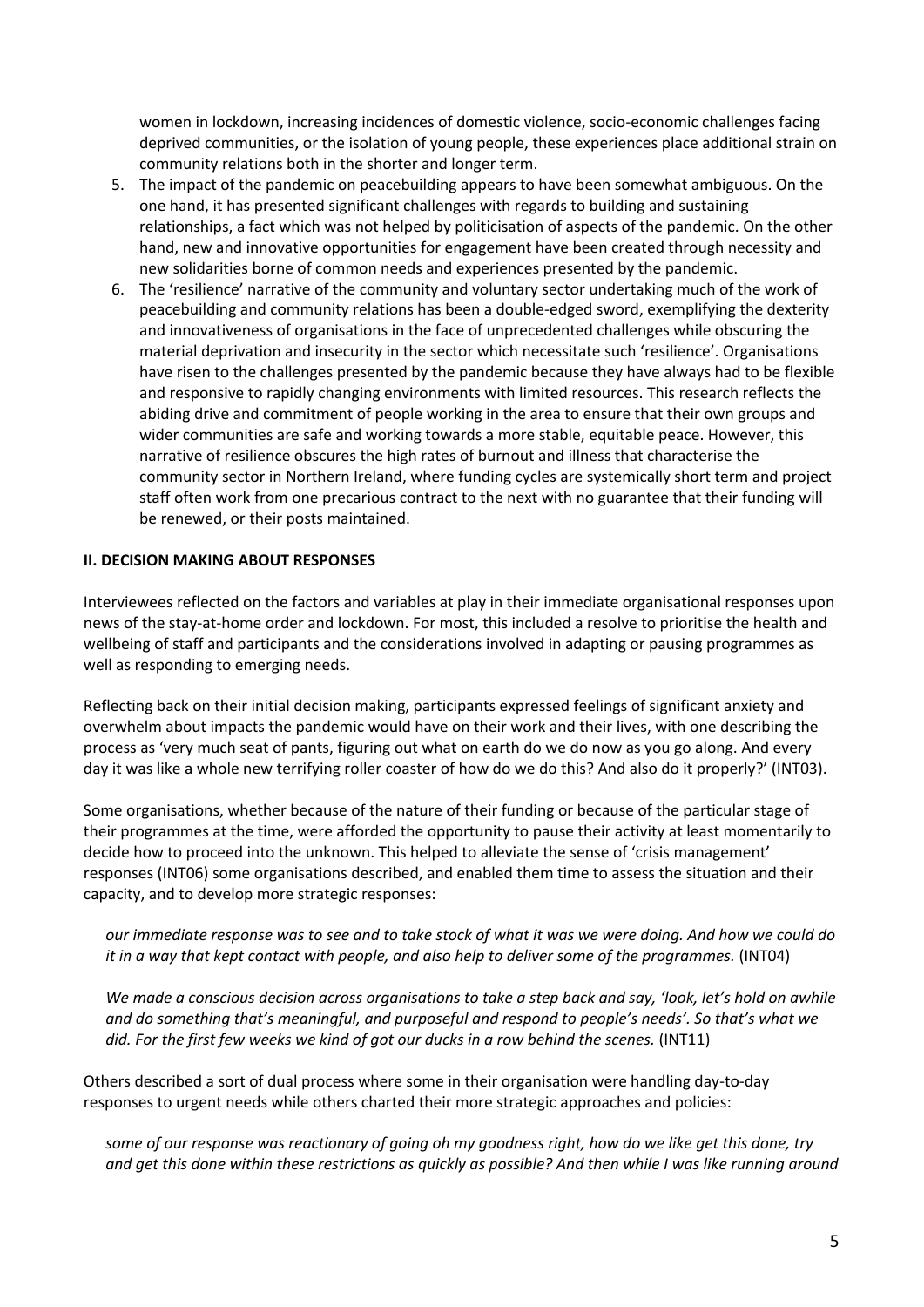women in lockdown, increasing incidences of domestic violence, socio-economic challenges facing deprived communities, or the isolation of young people, these experiences place additional strain on community relations both in the shorter and longer term.

5. The impact of the pandemic on peacebuilding appears to have been somewhat ambiguous. On the one hand, it has presented significant challenges with regards to building and sustaining relationships, a fact which was not helped by politicisation of aspects of the pandemic. On the other hand, new and innovative opportunities for engagement have been created through necessity and new solidarities borne of common needs and experiences presented by the pandemic.
6. The 'resilience' narrative of the community and voluntary sector undertaking much of the work of peacebuilding and community relations has been a double-edged sword, exemplifying the dexterity and innovativeness of organisations in the face of unprecedented challenges while obscuring the material deprivation and insecurity in the sector which necessitate such 'resilience'. Organisations have risen to the challenges presented by the pandemic because they have always had to be flexible and responsive to rapidly changing environments with limited resources. This research reflects the abiding drive and commitment of people working in the area to ensure that their own groups and wider communities are safe and working towards a more stable, equitable peace. However, this narrative of resilience obscures the high rates of burnout and illness that characterise the community sector in Northern Ireland, where funding cycles are systemically short term and project staff often work from one precarious contract to the next with no guarantee that their funding will be renewed, or their posts maintained.

## II. DECISION MAKING ABOUT RESPONSES

Interviewees reflected on the factors and variables at play in their immediate organisational responses upon news of the stay-at-home order and lockdown. For most, this included a resolve to prioritise the health and wellbeing of staff and participants and the considerations involved in adapting or pausing programmes as well as responding to emerging needs.

Reflecting back on their initial decision making, participants expressed feelings of significant anxiety and overwhelm about impacts the pandemic would have on their work and their lives, with one describing the process as 'very much seat of pants, figuring out what on earth do we do now as you go along. And every day it was like a whole new terrifying roller coaster of how do we do this? And also do it properly?' (INT03).

Some organisations, whether because of the nature of their funding or because of the particular stage of their programmes at the time, were afforded the opportunity to pause their activity at least momentarily to decide how to proceed into the unknown. This helped to alleviate the sense of 'crisis management' responses (INT06) some organisations described, and enabled them time to assess the situation and their capacity, and to develop more strategic responses:

> *our immediate response was to see and to take stock of what it was we were doing. And how we could do it in a way that kept contact with people, and also help to deliver some of the programmes.* (INT04)

> *We made a conscious decision across organisations to take a step back and say, 'look, let's hold on awhile and do something that's meaningful, and purposeful and respond to people's needs'. So that's what we did. For the first few weeks we kind of got our ducks in a row behind the scenes.* (INT11)

Others described a sort of dual process where some in their organisation were handling day-to-day responses to urgent needs while others charted their more strategic approaches and policies:

> *some of our response was reactionary of going oh my goodness right, how do we like get this done, try and get this done within these restrictions as quickly as possible? And then while I was like running around*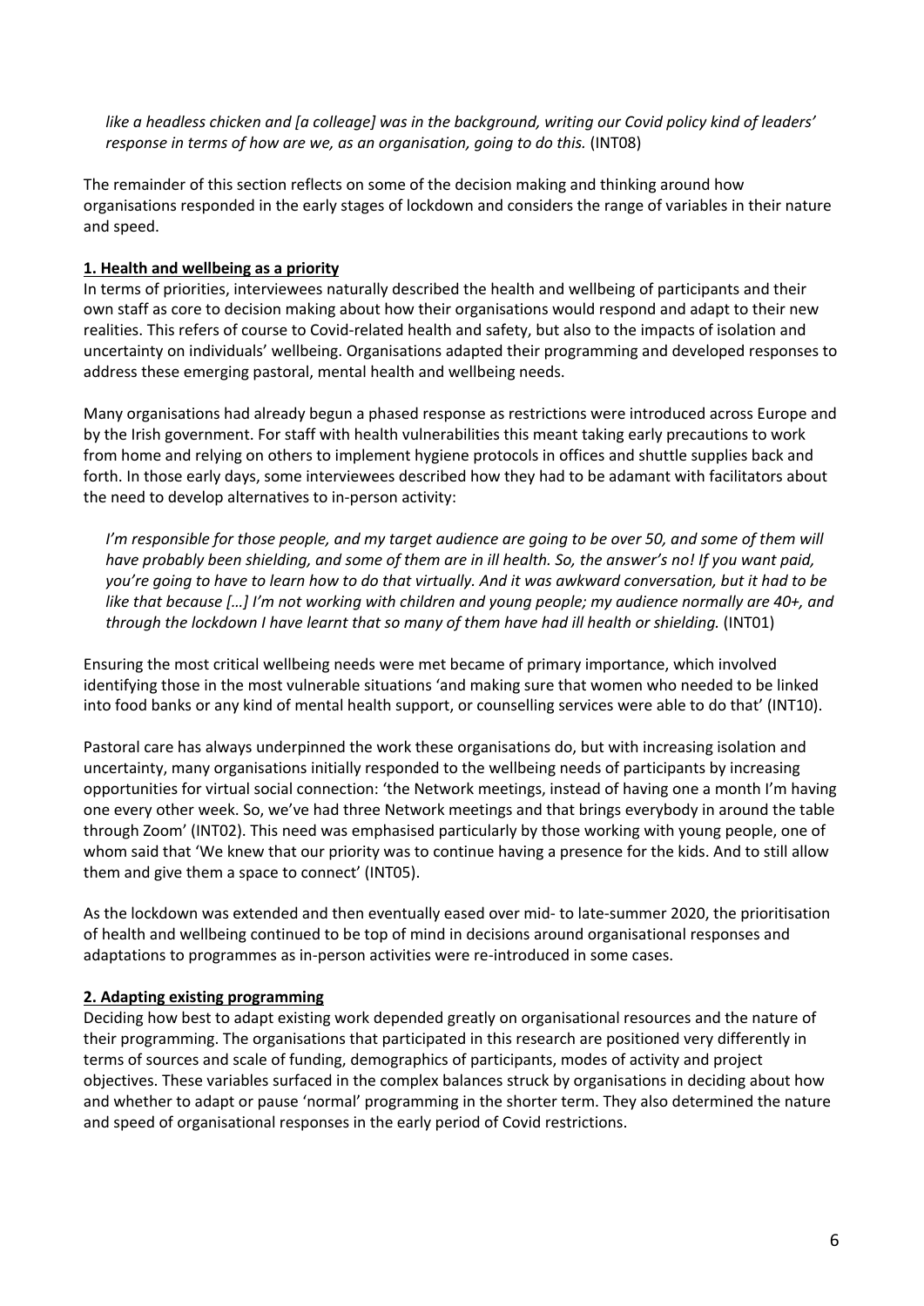*like a headless chicken and [a colleage] was in the background, writing our Covid policy kind of leaders' response in terms of how are we, as an organisation, going to do this.* (INT08)

The remainder of this section reflects on some of the decision making and thinking around how organisations responded in the early stages of lockdown and considers the range of variables in their nature and speed.

**1. Health and wellbeing as a priority**

In terms of priorities, interviewees naturally described the health and wellbeing of participants and their own staff as core to decision making about how their organisations would respond and adapt to their new realities. This refers of course to Covid-related health and safety, but also to the impacts of isolation and uncertainty on individuals' wellbeing. Organisations adapted their programming and developed responses to address these emerging pastoral, mental health and wellbeing needs.

Many organisations had already begun a phased response as restrictions were introduced across Europe and by the Irish government. For staff with health vulnerabilities this meant taking early precautions to work from home and relying on others to implement hygiene protocols in offices and shuttle supplies back and forth. In those early days, some interviewees described how they had to be adamant with facilitators about the need to develop alternatives to in-person activity:

> *I'm responsible for those people, and my target audience are going to be over 50, and some of them will have probably been shielding, and some of them are in ill health. So, the answer's no! If you want paid, you're going to have to learn how to do that virtually. And it was awkward conversation, but it had to be like that because […] I'm not working with children and young people; my audience normally are 40+, and through the lockdown I have learnt that so many of them have had ill health or shielding.* (INT01)

Ensuring the most critical wellbeing needs were met became of primary importance, which involved identifying those in the most vulnerable situations 'and making sure that women who needed to be linked into food banks or any kind of mental health support, or counselling services were able to do that' (INT10).

Pastoral care has always underpinned the work these organisations do, but with increasing isolation and uncertainty, many organisations initially responded to the wellbeing needs of participants by increasing opportunities for virtual social connection: 'the Network meetings, instead of having one a month I'm having one every other week. So, we've had three Network meetings and that brings everybody in around the table through Zoom' (INT02). This need was emphasised particularly by those working with young people, one of whom said that 'We knew that our priority was to continue having a presence for the kids. And to still allow them and give them a space to connect' (INT05).

As the lockdown was extended and then eventually eased over mid- to late-summer 2020, the prioritisation of health and wellbeing continued to be top of mind in decisions around organisational responses and adaptations to programmes as in-person activities were re-introduced in some cases.

**2. Adapting existing programming**

Deciding how best to adapt existing work depended greatly on organisational resources and the nature of their programming. The organisations that participated in this research are positioned very differently in terms of sources and scale of funding, demographics of participants, modes of activity and project objectives. These variables surfaced in the complex balances struck by organisations in deciding about how and whether to adapt or pause 'normal' programming in the shorter term. They also determined the nature and speed of organisational responses in the early period of Covid restrictions.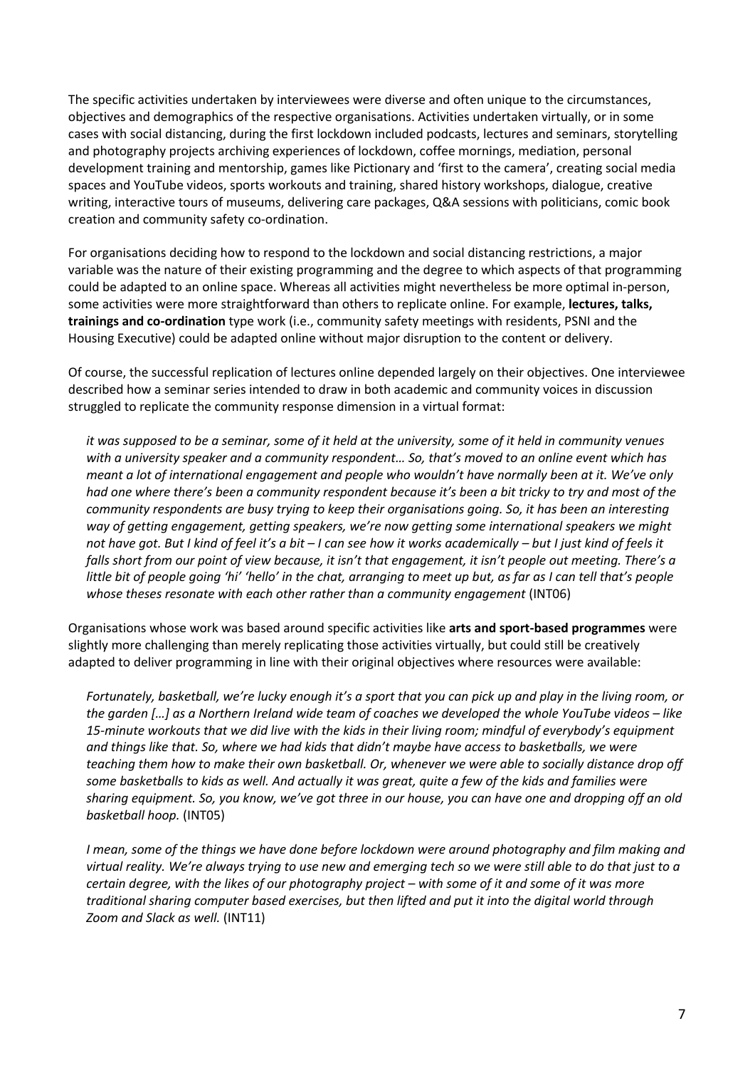The specific activities undertaken by interviewees were diverse and often unique to the circumstances, objectives and demographics of the respective organisations. Activities undertaken virtually, or in some cases with social distancing, during the first lockdown included podcasts, lectures and seminars, storytelling and photography projects archiving experiences of lockdown, coffee mornings, mediation, personal development training and mentorship, games like Pictionary and 'first to the camera', creating social media spaces and YouTube videos, sports workouts and training, shared history workshops, dialogue, creative writing, interactive tours of museums, delivering care packages, Q&A sessions with politicians, comic book creation and community safety co-ordination.

For organisations deciding how to respond to the lockdown and social distancing restrictions, a major variable was the nature of their existing programming and the degree to which aspects of that programming could be adapted to an online space. Whereas all activities might nevertheless be more optimal in-person, some activities were more straightforward than others to replicate online. For example, **lectures, talks, trainings and co-ordination** type work (i.e., community safety meetings with residents, PSNI and the Housing Executive) could be adapted online without major disruption to the content or delivery.

Of course, the successful replication of lectures online depended largely on their objectives. One interviewee described how a seminar series intended to draw in both academic and community voices in discussion struggled to replicate the community response dimension in a virtual format:

> *it was supposed to be a seminar, some of it held at the university, some of it held in community venues with a university speaker and a community respondent… So, that's moved to an online event which has meant a lot of international engagement and people who wouldn't have normally been at it. We've only had one where there's been a community respondent because it's been a bit tricky to try and most of the community respondents are busy trying to keep their organisations going. So, it has been an interesting way of getting engagement, getting speakers, we're now getting some international speakers we might not have got. But I kind of feel it's a bit – I can see how it works academically – but I just kind of feels it falls short from our point of view because, it isn't that engagement, it isn't people out meeting. There's a little bit of people going 'hi' 'hello' in the chat, arranging to meet up but, as far as I can tell that's people whose theses resonate with each other rather than a community engagement* (INT06)

Organisations whose work was based around specific activities like **arts and sport-based programmes** were slightly more challenging than merely replicating those activities virtually, but could still be creatively adapted to deliver programming in line with their original objectives where resources were available:

> *Fortunately, basketball, we're lucky enough it's a sport that you can pick up and play in the living room, or the garden […] as a Northern Ireland wide team of coaches we developed the whole YouTube videos – like 15-minute workouts that we did live with the kids in their living room; mindful of everybody's equipment and things like that. So, where we had kids that didn't maybe have access to basketballs, we were teaching them how to make their own basketball. Or, whenever we were able to socially distance drop off some basketballs to kids as well. And actually it was great, quite a few of the kids and families were sharing equipment. So, you know, we've got three in our house, you can have one and dropping off an old basketball hoop.* (INT05)

> *I mean, some of the things we have done before lockdown were around photography and film making and virtual reality. We're always trying to use new and emerging tech so we were still able to do that just to a certain degree, with the likes of our photography project – with some of it and some of it was more traditional sharing computer based exercises, but then lifted and put it into the digital world through Zoom and Slack as well.* (INT11)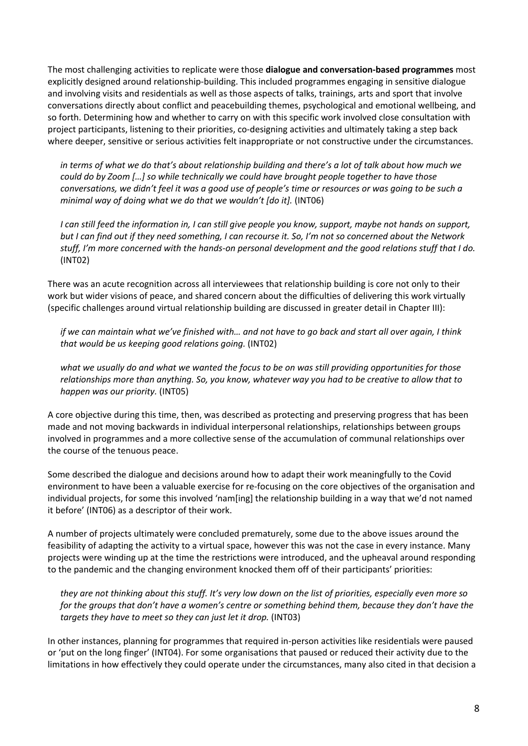The most challenging activities to replicate were those **dialogue and conversation-based programmes** most explicitly designed around relationship-building. This included programmes engaging in sensitive dialogue and involving visits and residentials as well as those aspects of talks, trainings, arts and sport that involve conversations directly about conflict and peacebuilding themes, psychological and emotional wellbeing, and so forth. Determining how and whether to carry on with this specific work involved close consultation with project participants, listening to their priorities, co-designing activities and ultimately taking a step back where deeper, sensitive or serious activities felt inappropriate or not constructive under the circumstances.

> *in terms of what we do that's about relationship building and there's a lot of talk about how much we could do by Zoom […] so while technically we could have brought people together to have those conversations, we didn't feel it was a good use of people's time or resources or was going to be such a minimal way of doing what we do that we wouldn't [do it].* (INT06)

> *I can still feed the information in, I can still give people you know, support, maybe not hands on support, but I can find out if they need something, I can recourse it. So, I'm not so concerned about the Network stuff, I'm more concerned with the hands-on personal development and the good relations stuff that I do.* (INT02)

There was an acute recognition across all interviewees that relationship building is core not only to their work but wider visions of peace, and shared concern about the difficulties of delivering this work virtually (specific challenges around virtual relationship building are discussed in greater detail in Chapter III):

> *if we can maintain what we've finished with… and not have to go back and start all over again, I think that would be us keeping good relations going.* (INT02)

> *what we usually do and what we wanted the focus to be on was still providing opportunities for those relationships more than anything. So, you know, whatever way you had to be creative to allow that to happen was our priority.* (INT05)

A core objective during this time, then, was described as protecting and preserving progress that has been made and not moving backwards in individual interpersonal relationships, relationships between groups involved in programmes and a more collective sense of the accumulation of communal relationships over the course of the tenuous peace.

Some described the dialogue and decisions around how to adapt their work meaningfully to the Covid environment to have been a valuable exercise for re-focusing on the core objectives of the organisation and individual projects, for some this involved 'nam[ing] the relationship building in a way that we'd not named it before' (INT06) as a descriptor of their work.

A number of projects ultimately were concluded prematurely, some due to the above issues around the feasibility of adapting the activity to a virtual space, however this was not the case in every instance. Many projects were winding up at the time the restrictions were introduced, and the upheaval around responding to the pandemic and the changing environment knocked them off of their participants' priorities:

> *they are not thinking about this stuff. It's very low down on the list of priorities, especially even more so for the groups that don't have a women's centre or something behind them, because they don't have the targets they have to meet so they can just let it drop.* (INT03)

In other instances, planning for programmes that required in-person activities like residentials were paused or 'put on the long finger' (INT04). For some organisations that paused or reduced their activity due to the limitations in how effectively they could operate under the circumstances, many also cited in that decision a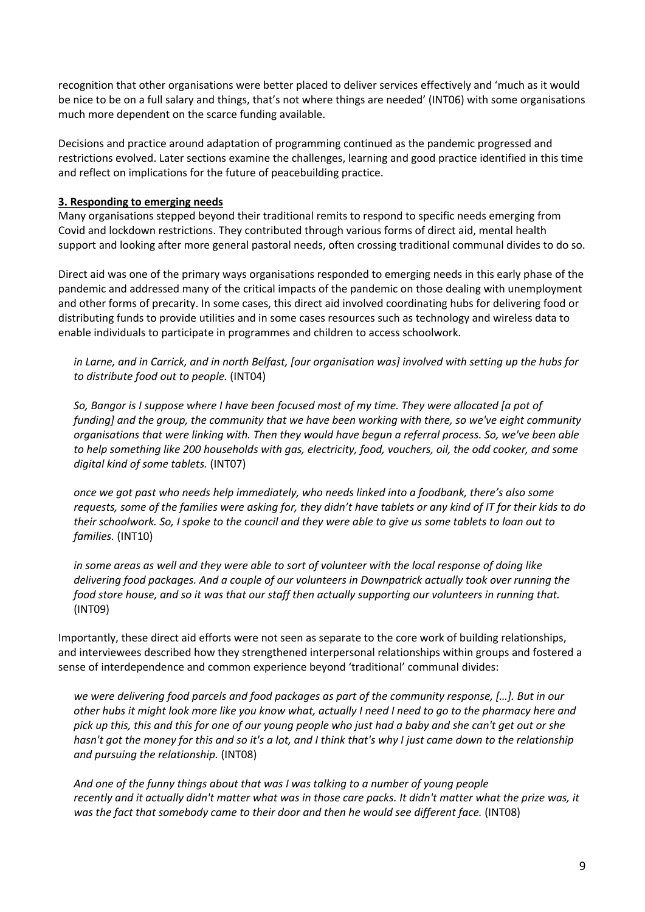recognition that other organisations were better placed to deliver services effectively and 'much as it would be nice to be on a full salary and things, that's not where things are needed' (INT06) with some organisations much more dependent on the scarce funding available.

Decisions and practice around adaptation of programming continued as the pandemic progressed and restrictions evolved. Later sections examine the challenges, learning and good practice identified in this time and reflect on implications for the future of peacebuilding practice.

### 3. Responding to emerging needs

Many organisations stepped beyond their traditional remits to respond to specific needs emerging from Covid and lockdown restrictions. They contributed through various forms of direct aid, mental health support and looking after more general pastoral needs, often crossing traditional communal divides to do so.

Direct aid was one of the primary ways organisations responded to emerging needs in this early phase of the pandemic and addressed many of the critical impacts of the pandemic on those dealing with unemployment and other forms of precarity. In some cases, this direct aid involved coordinating hubs for delivering food or distributing funds to provide utilities and in some cases resources such as technology and wireless data to enable individuals to participate in programmes and children to access schoolwork.

> *in Larne, and in Carrick, and in north Belfast, [our organisation was] involved with setting up the hubs for to distribute food out to people.* (INT04)

> *So, Bangor is I suppose where I have been focused most of my time. They were allocated [a pot of funding] and the group, the community that we have been working with there, so we've eight community organisations that were linking with. Then they would have begun a referral process. So, we've been able to help something like 200 households with gas, electricity, food, vouchers, oil, the odd cooker, and some digital kind of some tablets.* (INT07)

> *once we got past who needs help immediately, who needs linked into a foodbank, there's also some requests, some of the families were asking for, they didn't have tablets or any kind of IT for their kids to do their schoolwork. So, I spoke to the council and they were able to give us some tablets to loan out to families.* (INT10)

> *in some areas as well and they were able to sort of volunteer with the local response of doing like delivering food packages. And a couple of our volunteers in Downpatrick actually took over running the food store house, and so it was that our staff then actually supporting our volunteers in running that.* (INT09)

Importantly, these direct aid efforts were not seen as separate to the core work of building relationships, and interviewees described how they strengthened interpersonal relationships within groups and fostered a sense of interdependence and common experience beyond 'traditional' communal divides:

> *we were delivering food parcels and food packages as part of the community response, […]. But in our other hubs it might look more like you know what, actually I need I need to go to the pharmacy here and pick up this, this and this for one of our young people who just had a baby and she can't get out or she hasn't got the money for this and so it's a lot, and I think that's why I just came down to the relationship and pursuing the relationship.* (INT08)

> *And one of the funny things about that was I was talking to a number of young people recently and it actually didn't matter what was in those care packs. It didn't matter what the prize was, it was the fact that somebody came to their door and then he would see different face.* (INT08)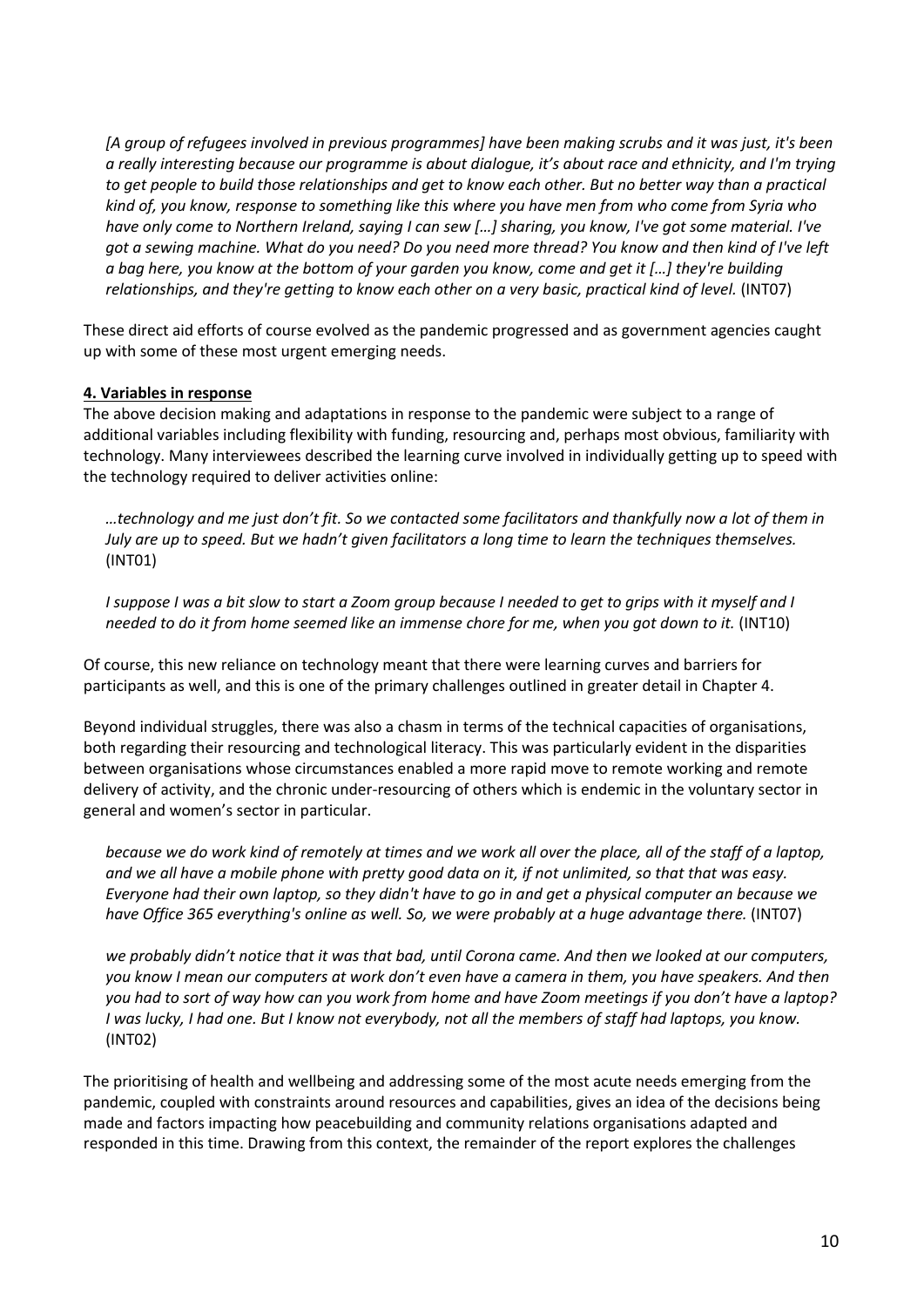*[A group of refugees involved in previous programmes] have been making scrubs and it was just, it's been a really interesting because our programme is about dialogue, it's about race and ethnicity, and I'm trying to get people to build those relationships and get to know each other. But no better way than a practical kind of, you know, response to something like this where you have men from who come from Syria who have only come to Northern Ireland, saying I can sew […] sharing, you know, I've got some material. I've got a sewing machine. What do you need? Do you need more thread? You know and then kind of I've left a bag here, you know at the bottom of your garden you know, come and get it […] they're building relationships, and they're getting to know each other on a very basic, practical kind of level.* (INT07)

These direct aid efforts of course evolved as the pandemic progressed and as government agencies caught up with some of these most urgent emerging needs.

**4. Variables in response**

The above decision making and adaptations in response to the pandemic were subject to a range of additional variables including flexibility with funding, resourcing and, perhaps most obvious, familiarity with technology. Many interviewees described the learning curve involved in individually getting up to speed with the technology required to deliver activities online:

*…technology and me just don't fit. So we contacted some facilitators and thankfully now a lot of them in July are up to speed. But we hadn't given facilitators a long time to learn the techniques themselves.* (INT01)

*I suppose I was a bit slow to start a Zoom group because I needed to get to grips with it myself and I needed to do it from home seemed like an immense chore for me, when you got down to it.* (INT10)

Of course, this new reliance on technology meant that there were learning curves and barriers for participants as well, and this is one of the primary challenges outlined in greater detail in Chapter 4.

Beyond individual struggles, there was also a chasm in terms of the technical capacities of organisations, both regarding their resourcing and technological literacy. This was particularly evident in the disparities between organisations whose circumstances enabled a more rapid move to remote working and remote delivery of activity, and the chronic under-resourcing of others which is endemic in the voluntary sector in general and women's sector in particular.

*because we do work kind of remotely at times and we work all over the place, all of the staff of a laptop, and we all have a mobile phone with pretty good data on it, if not unlimited, so that that was easy. Everyone had their own laptop, so they didn't have to go in and get a physical computer an because we have Office 365 everything's online as well. So, we were probably at a huge advantage there.* (INT07)

*we probably didn't notice that it was that bad, until Corona came. And then we looked at our computers, you know I mean our computers at work don't even have a camera in them, you have speakers. And then you had to sort of way how can you work from home and have Zoom meetings if you don't have a laptop? I was lucky, I had one. But I know not everybody, not all the members of staff had laptops, you know.* (INT02)

The prioritising of health and wellbeing and addressing some of the most acute needs emerging from the pandemic, coupled with constraints around resources and capabilities, gives an idea of the decisions being made and factors impacting how peacebuilding and community relations organisations adapted and responded in this time. Drawing from this context, the remainder of the report explores the challenges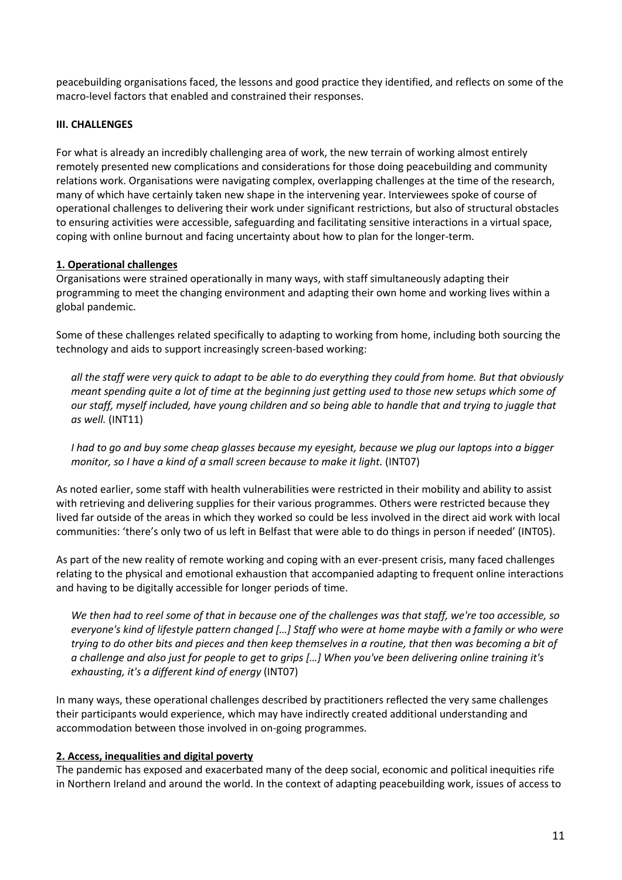peacebuilding organisations faced, the lessons and good practice they identified, and reflects on some of the macro-level factors that enabled and constrained their responses.

## III. CHALLENGES

For what is already an incredibly challenging area of work, the new terrain of working almost entirely remotely presented new complications and considerations for those doing peacebuilding and community relations work. Organisations were navigating complex, overlapping challenges at the time of the research, many of which have certainly taken new shape in the intervening year. Interviewees spoke of course of operational challenges to delivering their work under significant restrictions, but also of structural obstacles to ensuring activities were accessible, safeguarding and facilitating sensitive interactions in a virtual space, coping with online burnout and facing uncertainty about how to plan for the longer-term.

### 1. Operational challenges

Organisations were strained operationally in many ways, with staff simultaneously adapting their programming to meet the changing environment and adapting their own home and working lives within a global pandemic.

Some of these challenges related specifically to adapting to working from home, including both sourcing the technology and aids to support increasingly screen-based working:

> *all the staff were very quick to adapt to be able to do everything they could from home. But that obviously meant spending quite a lot of time at the beginning just getting used to those new setups which some of our staff, myself included, have young children and so being able to handle that and trying to juggle that as well.* (INT11)

> *I had to go and buy some cheap glasses because my eyesight, because we plug our laptops into a bigger monitor, so I have a kind of a small screen because to make it light.* (INT07)

As noted earlier, some staff with health vulnerabilities were restricted in their mobility and ability to assist with retrieving and delivering supplies for their various programmes. Others were restricted because they lived far outside of the areas in which they worked so could be less involved in the direct aid work with local communities: 'there's only two of us left in Belfast that were able to do things in person if needed' (INT05).

As part of the new reality of remote working and coping with an ever-present crisis, many faced challenges relating to the physical and emotional exhaustion that accompanied adapting to frequent online interactions and having to be digitally accessible for longer periods of time.

> *We then had to reel some of that in because one of the challenges was that staff, we're too accessible, so everyone's kind of lifestyle pattern changed […] Staff who were at home maybe with a family or who were trying to do other bits and pieces and then keep themselves in a routine, that then was becoming a bit of a challenge and also just for people to get to grips […] When you've been delivering online training it's exhausting, it's a different kind of energy* (INT07)

In many ways, these operational challenges described by practitioners reflected the very same challenges their participants would experience, which may have indirectly created additional understanding and accommodation between those involved in on-going programmes.

### 2. Access, inequalities and digital poverty

The pandemic has exposed and exacerbated many of the deep social, economic and political inequities rife in Northern Ireland and around the world. In the context of adapting peacebuilding work, issues of access to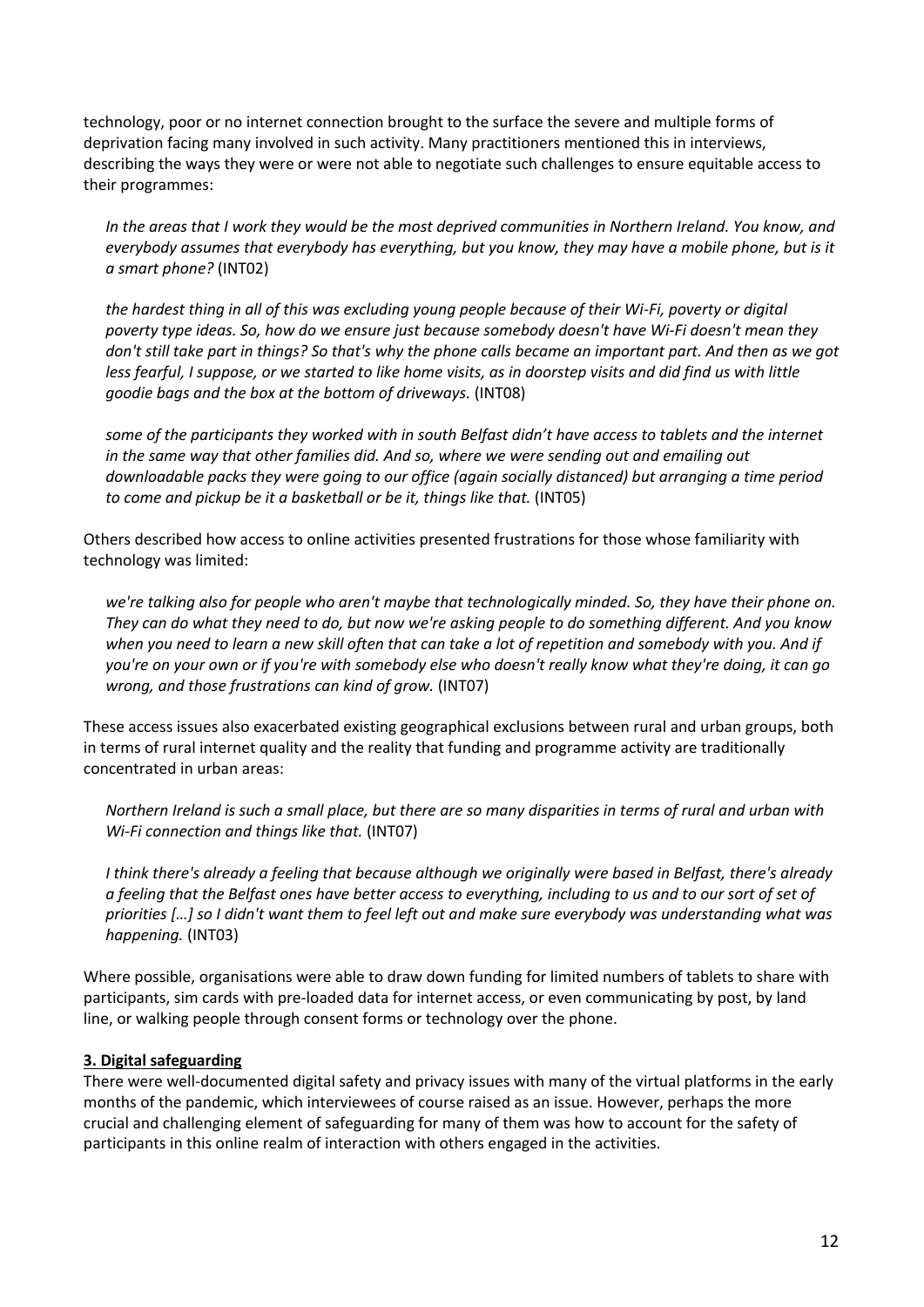technology, poor or no internet connection brought to the surface the severe and multiple forms of deprivation facing many involved in such activity. Many practitioners mentioned this in interviews, describing the ways they were or were not able to negotiate such challenges to ensure equitable access to their programmes:

> *In the areas that I work they would be the most deprived communities in Northern Ireland. You know, and everybody assumes that everybody has everything, but you know, they may have a mobile phone, but is it a smart phone?* (INT02)

> *the hardest thing in all of this was excluding young people because of their Wi-Fi, poverty or digital poverty type ideas. So, how do we ensure just because somebody doesn't have Wi-Fi doesn't mean they don't still take part in things? So that's why the phone calls became an important part. And then as we got less fearful, I suppose, or we started to like home visits, as in doorstep visits and did find us with little goodie bags and the box at the bottom of driveways.* (INT08)

> *some of the participants they worked with in south Belfast didn't have access to tablets and the internet in the same way that other families did. And so, where we were sending out and emailing out downloadable packs they were going to our office (again socially distanced) but arranging a time period to come and pickup be it a basketball or be it, things like that.* (INT05)

Others described how access to online activities presented frustrations for those whose familiarity with technology was limited:

> *we're talking also for people who aren't maybe that technologically minded. So, they have their phone on. They can do what they need to do, but now we're asking people to do something different. And you know when you need to learn a new skill often that can take a lot of repetition and somebody with you. And if you're on your own or if you're with somebody else who doesn't really know what they're doing, it can go wrong, and those frustrations can kind of grow.* (INT07)

These access issues also exacerbated existing geographical exclusions between rural and urban groups, both in terms of rural internet quality and the reality that funding and programme activity are traditionally concentrated in urban areas:

> *Northern Ireland is such a small place, but there are so many disparities in terms of rural and urban with Wi-Fi connection and things like that.* (INT07)

> *I think there's already a feeling that because although we originally were based in Belfast, there's already a feeling that the Belfast ones have better access to everything, including to us and to our sort of set of priorities […] so I didn't want them to feel left out and make sure everybody was understanding what was happening.* (INT03)

Where possible, organisations were able to draw down funding for limited numbers of tablets to share with participants, sim cards with pre-loaded data for internet access, or even communicating by post, by land line, or walking people through consent forms or technology over the phone.

### 3. Digital safeguarding

There were well-documented digital safety and privacy issues with many of the virtual platforms in the early months of the pandemic, which interviewees of course raised as an issue. However, perhaps the more crucial and challenging element of safeguarding for many of them was how to account for the safety of participants in this online realm of interaction with others engaged in the activities.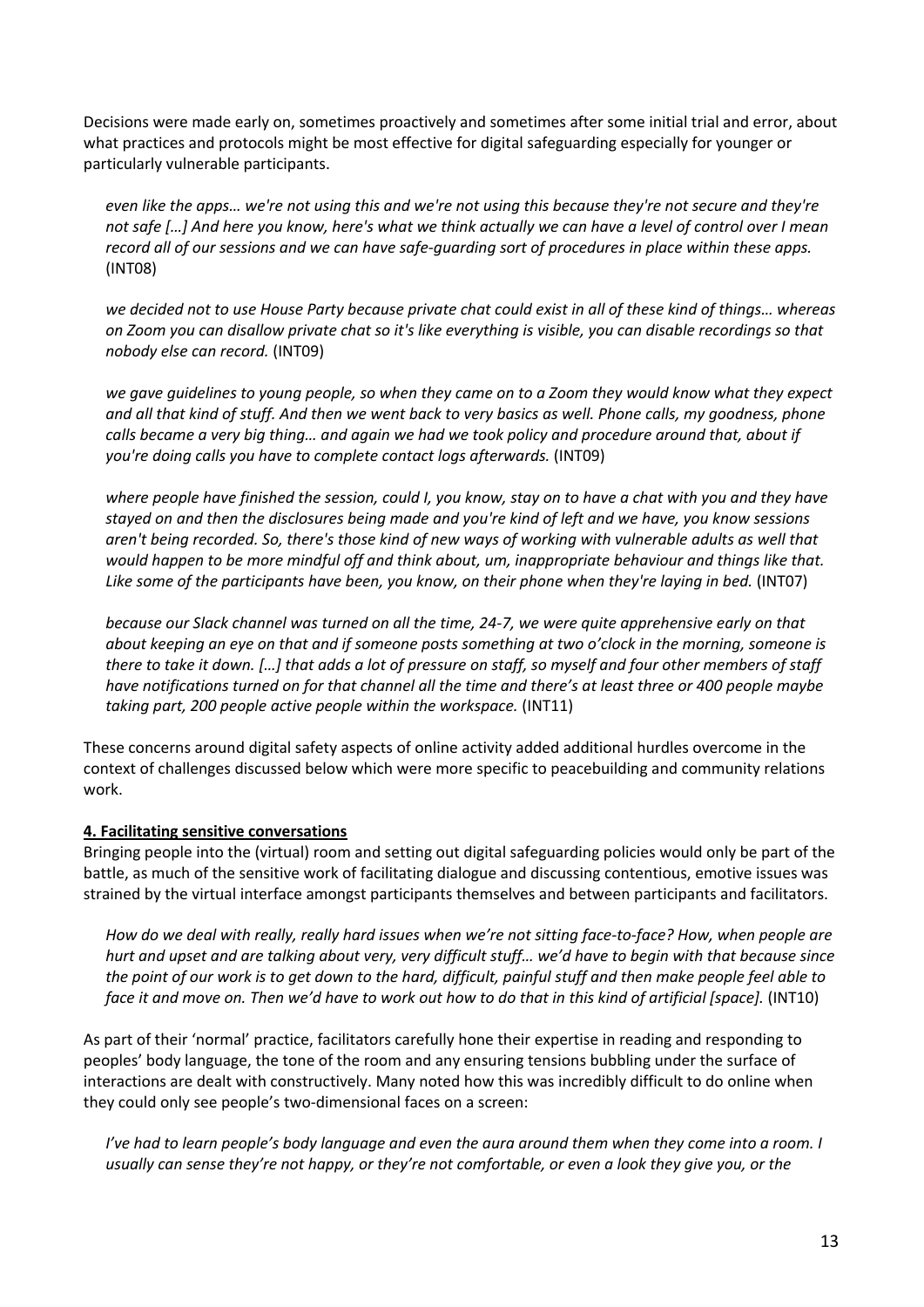Decisions were made early on, sometimes proactively and sometimes after some initial trial and error, about what practices and protocols might be most effective for digital safeguarding especially for younger or particularly vulnerable participants.

> *even like the apps… we're not using this and we're not using this because they're not secure and they're not safe […] And here you know, here's what we think actually we can have a level of control over I mean record all of our sessions and we can have safe-guarding sort of procedures in place within these apps.* (INT08)

> *we decided not to use House Party because private chat could exist in all of these kind of things… whereas on Zoom you can disallow private chat so it's like everything is visible, you can disable recordings so that nobody else can record.* (INT09)

> *we gave guidelines to young people, so when they came on to a Zoom they would know what they expect and all that kind of stuff. And then we went back to very basics as well. Phone calls, my goodness, phone calls became a very big thing… and again we had we took policy and procedure around that, about if you're doing calls you have to complete contact logs afterwards.* (INT09)

> *where people have finished the session, could I, you know, stay on to have a chat with you and they have stayed on and then the disclosures being made and you're kind of left and we have, you know sessions aren't being recorded. So, there's those kind of new ways of working with vulnerable adults as well that would happen to be more mindful off and think about, um, inappropriate behaviour and things like that. Like some of the participants have been, you know, on their phone when they're laying in bed.* (INT07)

> *because our Slack channel was turned on all the time, 24-7, we were quite apprehensive early on that about keeping an eye on that and if someone posts something at two o'clock in the morning, someone is there to take it down. […] that adds a lot of pressure on staff, so myself and four other members of staff have notifications turned on for that channel all the time and there's at least three or 400 people maybe taking part, 200 people active people within the workspace.* (INT11)

These concerns around digital safety aspects of online activity added additional hurdles overcome in the context of challenges discussed below which were more specific to peacebuilding and community relations work.

**4. Facilitating sensitive conversations**

Bringing people into the (virtual) room and setting out digital safeguarding policies would only be part of the battle, as much of the sensitive work of facilitating dialogue and discussing contentious, emotive issues was strained by the virtual interface amongst participants themselves and between participants and facilitators.

> *How do we deal with really, really hard issues when we're not sitting face-to-face? How, when people are hurt and upset and are talking about very, very difficult stuff… we'd have to begin with that because since the point of our work is to get down to the hard, difficult, painful stuff and then make people feel able to face it and move on. Then we'd have to work out how to do that in this kind of artificial [space].* (INT10)

As part of their 'normal' practice, facilitators carefully hone their expertise in reading and responding to peoples' body language, the tone of the room and any ensuring tensions bubbling under the surface of interactions are dealt with constructively. Many noted how this was incredibly difficult to do online when they could only see people's two-dimensional faces on a screen:

> *I've had to learn people's body language and even the aura around them when they come into a room. I usually can sense they're not happy, or they're not comfortable, or even a look they give you, or the*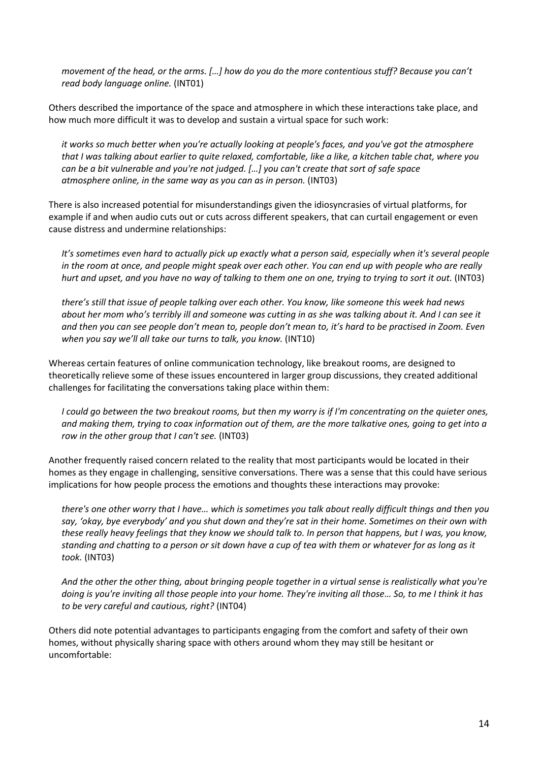*movement of the head, or the arms. […] how do you do the more contentious stuff? Because you can't read body language online.* (INT01)

Others described the importance of the space and atmosphere in which these interactions take place, and how much more difficult it was to develop and sustain a virtual space for such work:

> *it works so much better when you're actually looking at people's faces, and you've got the atmosphere that I was talking about earlier to quite relaxed, comfortable, like a like, a kitchen table chat, where you can be a bit vulnerable and you're not judged. […] you can't create that sort of safe space atmosphere online, in the same way as you can as in person.* (INT03)

There is also increased potential for misunderstandings given the idiosyncrasies of virtual platforms, for example if and when audio cuts out or cuts across different speakers, that can curtail engagement or even cause distress and undermine relationships:

> *It's sometimes even hard to actually pick up exactly what a person said, especially when it's several people in the room at once, and people might speak over each other. You can end up with people who are really hurt and upset, and you have no way of talking to them one on one, trying to trying to sort it out.* (INT03)

> *there's still that issue of people talking over each other. You know, like someone this week had news about her mom who's terribly ill and someone was cutting in as she was talking about it. And I can see it and then you can see people don't mean to, people don't mean to, it's hard to be practised in Zoom. Even when you say we'll all take our turns to talk, you know.* (INT10)

Whereas certain features of online communication technology, like breakout rooms, are designed to theoretically relieve some of these issues encountered in larger group discussions, they created additional challenges for facilitating the conversations taking place within them:

> *I could go between the two breakout rooms, but then my worry is if I'm concentrating on the quieter ones, and making them, trying to coax information out of them, are the more talkative ones, going to get into a row in the other group that I can't see.* (INT03)

Another frequently raised concern related to the reality that most participants would be located in their homes as they engage in challenging, sensitive conversations. There was a sense that this could have serious implications for how people process the emotions and thoughts these interactions may provoke:

> *there's one other worry that I have… which is sometimes you talk about really difficult things and then you say, 'okay, bye everybody' and you shut down and they're sat in their home. Sometimes on their own with these really heavy feelings that they know we should talk to. In person that happens, but I was, you know, standing and chatting to a person or sit down have a cup of tea with them or whatever for as long as it took.* (INT03)

> *And the other the other thing, about bringing people together in a virtual sense is realistically what you're doing is you're inviting all those people into your home. They're inviting all those… So, to me I think it has to be very careful and cautious, right?* (INT04)

Others did note potential advantages to participants engaging from the comfort and safety of their own homes, without physically sharing space with others around whom they may still be hesitant or uncomfortable: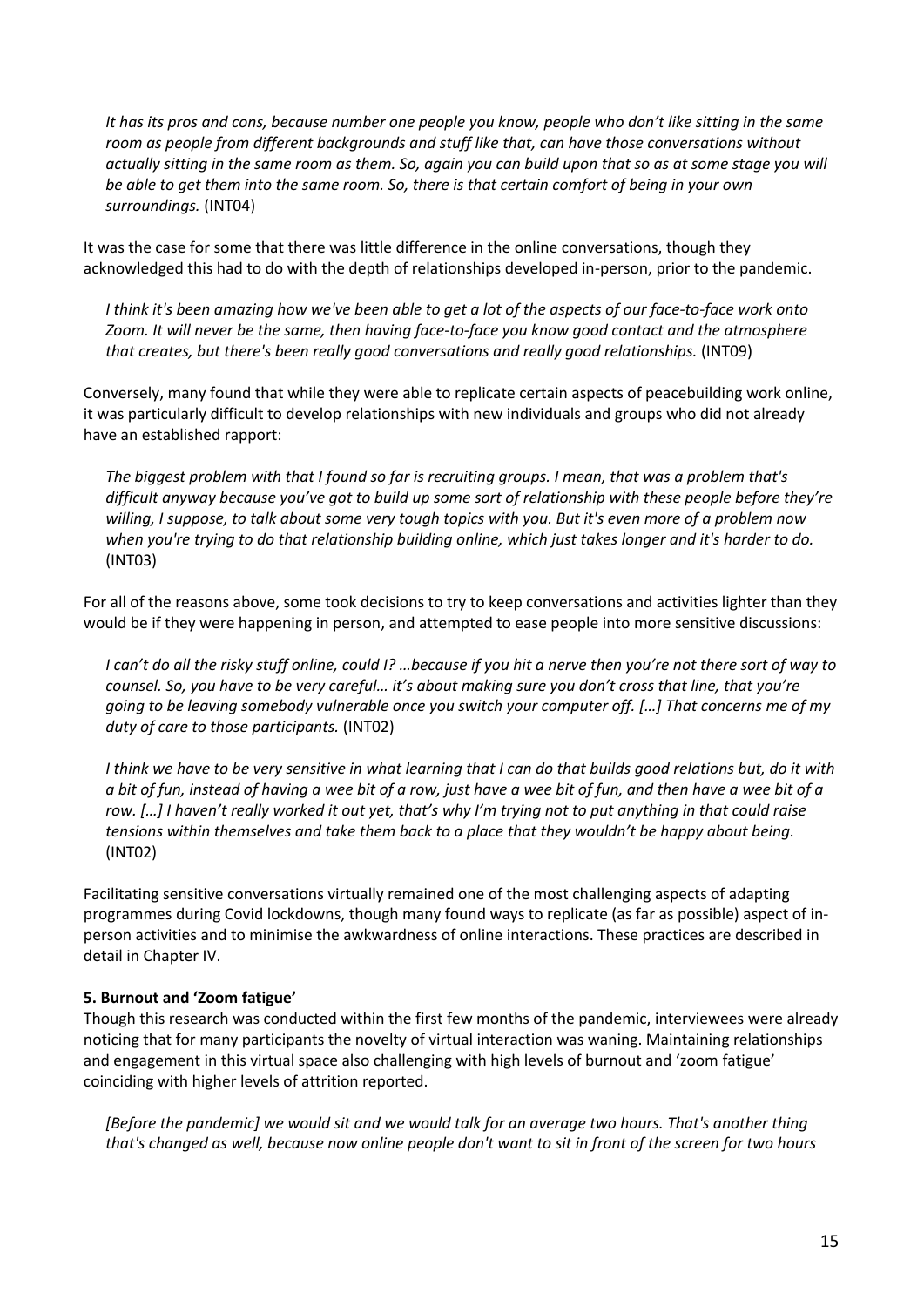*It has its pros and cons, because number one people you know, people who don't like sitting in the same room as people from different backgrounds and stuff like that, can have those conversations without actually sitting in the same room as them. So, again you can build upon that so as at some stage you will be able to get them into the same room. So, there is that certain comfort of being in your own surroundings.* (INT04)

It was the case for some that there was little difference in the online conversations, though they acknowledged this had to do with the depth of relationships developed in-person, prior to the pandemic.

*I think it's been amazing how we've been able to get a lot of the aspects of our face-to-face work onto Zoom. It will never be the same, then having face-to-face you know good contact and the atmosphere that creates, but there's been really good conversations and really good relationships.* (INT09)

Conversely, many found that while they were able to replicate certain aspects of peacebuilding work online, it was particularly difficult to develop relationships with new individuals and groups who did not already have an established rapport:

*The biggest problem with that I found so far is recruiting groups. I mean, that was a problem that's difficult anyway because you've got to build up some sort of relationship with these people before they're willing, I suppose, to talk about some very tough topics with you. But it's even more of a problem now when you're trying to do that relationship building online, which just takes longer and it's harder to do.* (INT03)

For all of the reasons above, some took decisions to try to keep conversations and activities lighter than they would be if they were happening in person, and attempted to ease people into more sensitive discussions:

*I can't do all the risky stuff online, could I? …because if you hit a nerve then you're not there sort of way to counsel. So, you have to be very careful… it's about making sure you don't cross that line, that you're going to be leaving somebody vulnerable once you switch your computer off. […] That concerns me of my duty of care to those participants.* (INT02)

*I think we have to be very sensitive in what learning that I can do that builds good relations but, do it with a bit of fun, instead of having a wee bit of a row, just have a wee bit of fun, and then have a wee bit of a row. […] I haven't really worked it out yet, that's why I'm trying not to put anything in that could raise tensions within themselves and take them back to a place that they wouldn't be happy about being.* (INT02)

Facilitating sensitive conversations virtually remained one of the most challenging aspects of adapting programmes during Covid lockdowns, though many found ways to replicate (as far as possible) aspect of in-person activities and to minimise the awkwardness of online interactions. These practices are described in detail in Chapter IV.

**5. Burnout and 'Zoom fatigue'**

Though this research was conducted within the first few months of the pandemic, interviewees were already noticing that for many participants the novelty of virtual interaction was waning. Maintaining relationships and engagement in this virtual space also challenging with high levels of burnout and 'zoom fatigue' coinciding with higher levels of attrition reported.

*[Before the pandemic] we would sit and we would talk for an average two hours. That's another thing that's changed as well, because now online people don't want to sit in front of the screen for two hours*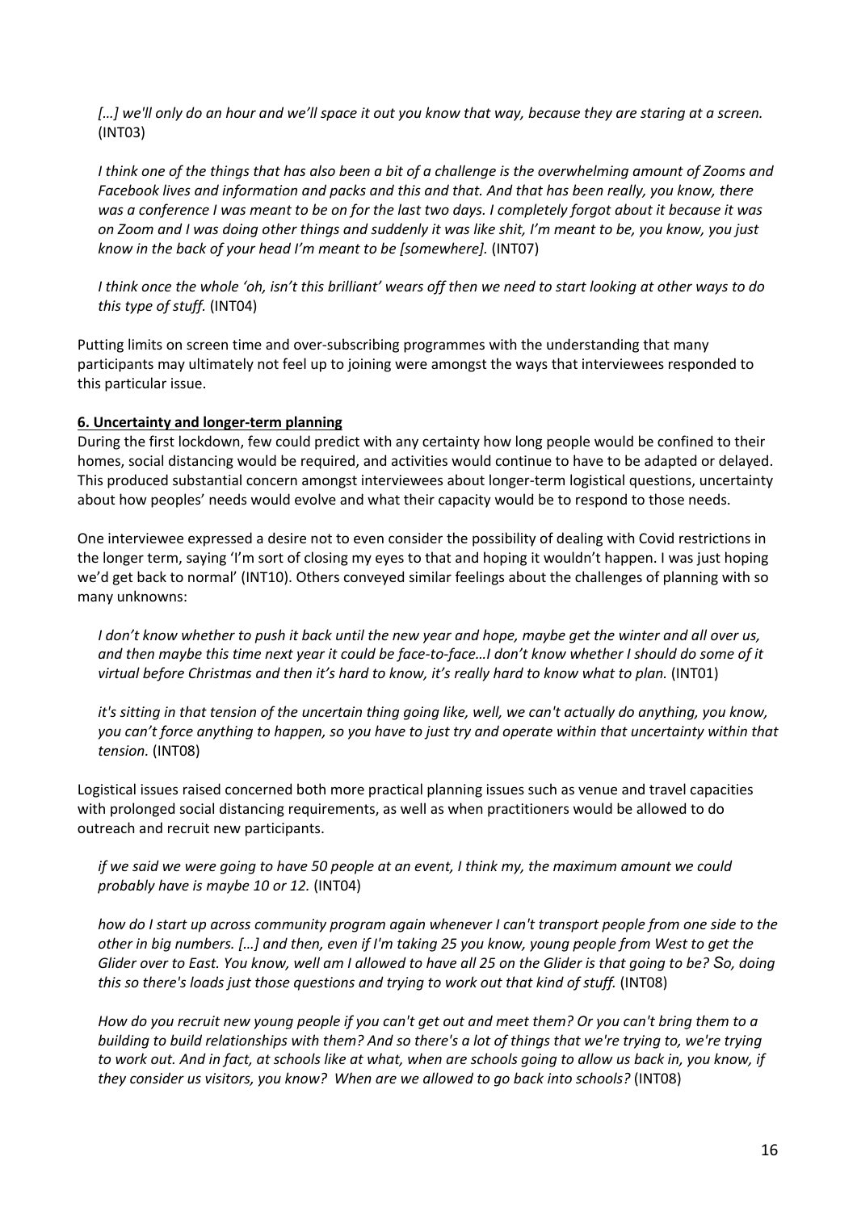*[…] we'll only do an hour and we'll space it out you know that way, because they are staring at a screen.* (INT03)

*I think one of the things that has also been a bit of a challenge is the overwhelming amount of Zooms and Facebook lives and information and packs and this and that. And that has been really, you know, there was a conference I was meant to be on for the last two days. I completely forgot about it because it was on Zoom and I was doing other things and suddenly it was like shit, I'm meant to be, you know, you just know in the back of your head I'm meant to be [somewhere].* (INT07)

*I think once the whole 'oh, isn't this brilliant' wears off then we need to start looking at other ways to do this type of stuff.* (INT04)

Putting limits on screen time and over-subscribing programmes with the understanding that many participants may ultimately not feel up to joining were amongst the ways that interviewees responded to this particular issue.

**6. Uncertainty and longer-term planning**

During the first lockdown, few could predict with any certainty how long people would be confined to their homes, social distancing would be required, and activities would continue to have to be adapted or delayed. This produced substantial concern amongst interviewees about longer-term logistical questions, uncertainty about how peoples' needs would evolve and what their capacity would be to respond to those needs.

One interviewee expressed a desire not to even consider the possibility of dealing with Covid restrictions in the longer term, saying 'I'm sort of closing my eyes to that and hoping it wouldn't happen. I was just hoping we'd get back to normal' (INT10). Others conveyed similar feelings about the challenges of planning with so many unknowns:

*I don't know whether to push it back until the new year and hope, maybe get the winter and all over us, and then maybe this time next year it could be face-to-face…I don't know whether I should do some of it virtual before Christmas and then it's hard to know, it's really hard to know what to plan.* (INT01)

*it's sitting in that tension of the uncertain thing going like, well, we can't actually do anything, you know, you can't force anything to happen, so you have to just try and operate within that uncertainty within that tension.* (INT08)

Logistical issues raised concerned both more practical planning issues such as venue and travel capacities with prolonged social distancing requirements, as well as when practitioners would be allowed to do outreach and recruit new participants.

*if we said we were going to have 50 people at an event, I think my, the maximum amount we could probably have is maybe 10 or 12.* (INT04)

*how do I start up across community program again whenever I can't transport people from one side to the other in big numbers. […] and then, even if I'm taking 25 you know, young people from West to get the Glider over to East. You know, well am I allowed to have all 25 on the Glider is that going to be? So, doing this so there's loads just those questions and trying to work out that kind of stuff.* (INT08)

*How do you recruit new young people if you can't get out and meet them? Or you can't bring them to a building to build relationships with them? And so there's a lot of things that we're trying to, we're trying to work out. And in fact, at schools like at what, when are schools going to allow us back in, you know, if they consider us visitors, you know? When are we allowed to go back into schools?* (INT08)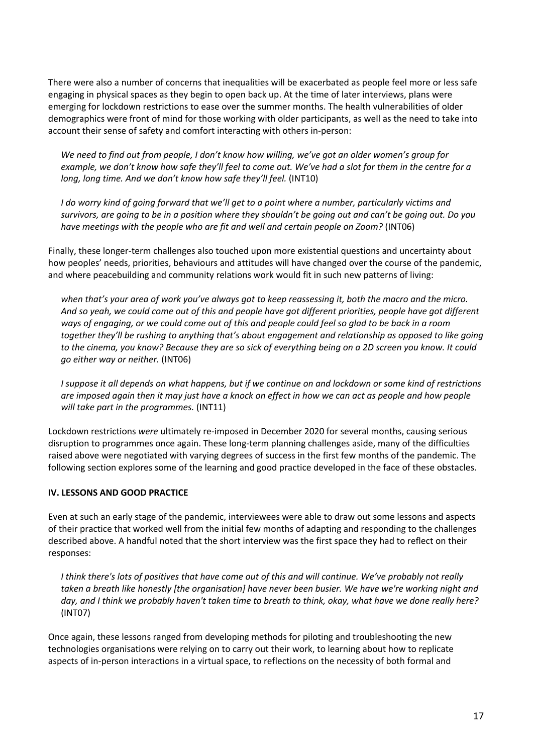There were also a number of concerns that inequalities will be exacerbated as people feel more or less safe engaging in physical spaces as they begin to open back up. At the time of later interviews, plans were emerging for lockdown restrictions to ease over the summer months. The health vulnerabilities of older demographics were front of mind for those working with older participants, as well as the need to take into account their sense of safety and comfort interacting with others in-person:

> *We need to find out from people, I don't know how willing, we've got an older women's group for example, we don't know how safe they'll feel to come out. We've had a slot for them in the centre for a long, long time. And we don't know how safe they'll feel.* (INT10)

> *I do worry kind of going forward that we'll get to a point where a number, particularly victims and survivors, are going to be in a position where they shouldn't be going out and can't be going out. Do you have meetings with the people who are fit and well and certain people on Zoom?* (INT06)

Finally, these longer-term challenges also touched upon more existential questions and uncertainty about how peoples' needs, priorities, behaviours and attitudes will have changed over the course of the pandemic, and where peacebuilding and community relations work would fit in such new patterns of living:

> *when that's your area of work you've always got to keep reassessing it, both the macro and the micro. And so yeah, we could come out of this and people have got different priorities, people have got different ways of engaging, or we could come out of this and people could feel so glad to be back in a room together they'll be rushing to anything that's about engagement and relationship as opposed to like going to the cinema, you know? Because they are so sick of everything being on a 2D screen you know. It could go either way or neither.* (INT06)

> *I suppose it all depends on what happens, but if we continue on and lockdown or some kind of restrictions are imposed again then it may just have a knock on effect in how we can act as people and how people will take part in the programmes.* (INT11)

Lockdown restrictions *were* ultimately re-imposed in December 2020 for several months, causing serious disruption to programmes once again. These long-term planning challenges aside, many of the difficulties raised above were negotiated with varying degrees of success in the first few months of the pandemic. The following section explores some of the learning and good practice developed in the face of these obstacles.

## IV. LESSONS AND GOOD PRACTICE

Even at such an early stage of the pandemic, interviewees were able to draw out some lessons and aspects of their practice that worked well from the initial few months of adapting and responding to the challenges described above. A handful noted that the short interview was the first space they had to reflect on their responses:

> *I think there's lots of positives that have come out of this and will continue. We've probably not really taken a breath like honestly [the organisation] have never been busier. We have we're working night and day, and I think we probably haven't taken time to breath to think, okay, what have we done really here?* (INT07)

Once again, these lessons ranged from developing methods for piloting and troubleshooting the new technologies organisations were relying on to carry out their work, to learning about how to replicate aspects of in-person interactions in a virtual space, to reflections on the necessity of both formal and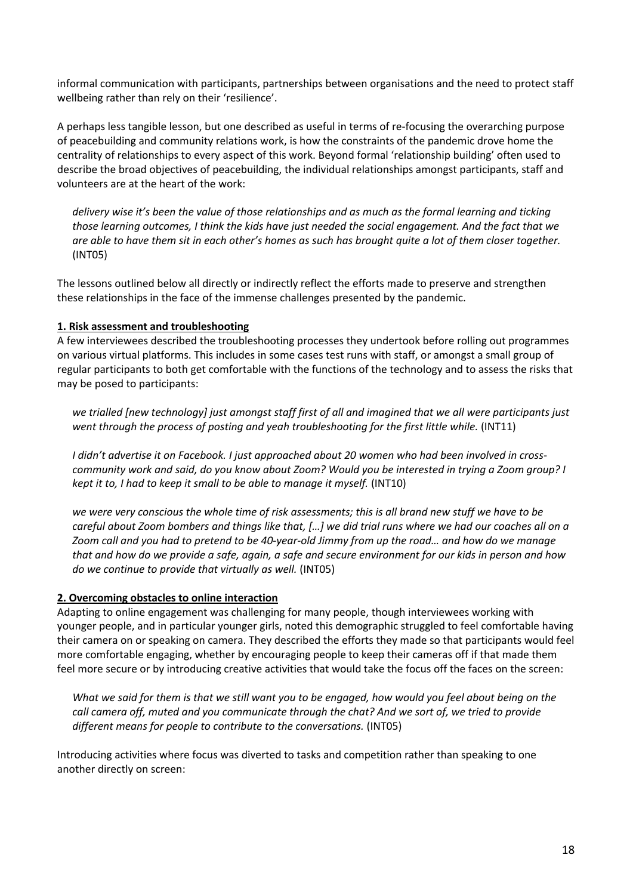informal communication with participants, partnerships between organisations and the need to protect staff wellbeing rather than rely on their 'resilience'.

A perhaps less tangible lesson, but one described as useful in terms of re-focusing the overarching purpose of peacebuilding and community relations work, is how the constraints of the pandemic drove home the centrality of relationships to every aspect of this work. Beyond formal 'relationship building' often used to describe the broad objectives of peacebuilding, the individual relationships amongst participants, staff and volunteers are at the heart of the work:

> *delivery wise it's been the value of those relationships and as much as the formal learning and ticking those learning outcomes, I think the kids have just needed the social engagement. And the fact that we are able to have them sit in each other's homes as such has brought quite a lot of them closer together.* (INT05)

The lessons outlined below all directly or indirectly reflect the efforts made to preserve and strengthen these relationships in the face of the immense challenges presented by the pandemic.

**1. Risk assessment and troubleshooting**

A few interviewees described the troubleshooting processes they undertook before rolling out programmes on various virtual platforms. This includes in some cases test runs with staff, or amongst a small group of regular participants to both get comfortable with the functions of the technology and to assess the risks that may be posed to participants:

> *we trialled [new technology] just amongst staff first of all and imagined that we all were participants just went through the process of posting and yeah troubleshooting for the first little while.* (INT11)

> *I didn't advertise it on Facebook. I just approached about 20 women who had been involved in cross-community work and said, do you know about Zoom? Would you be interested in trying a Zoom group? I kept it to, I had to keep it small to be able to manage it myself.* (INT10)

> *we were very conscious the whole time of risk assessments; this is all brand new stuff we have to be careful about Zoom bombers and things like that, […] we did trial runs where we had our coaches all on a Zoom call and you had to pretend to be 40-year-old Jimmy from up the road… and how do we manage that and how do we provide a safe, again, a safe and secure environment for our kids in person and how do we continue to provide that virtually as well.* (INT05)

**2. Overcoming obstacles to online interaction**

Adapting to online engagement was challenging for many people, though interviewees working with younger people, and in particular younger girls, noted this demographic struggled to feel comfortable having their camera on or speaking on camera. They described the efforts they made so that participants would feel more comfortable engaging, whether by encouraging people to keep their cameras off if that made them feel more secure or by introducing creative activities that would take the focus off the faces on the screen:

> *What we said for them is that we still want you to be engaged, how would you feel about being on the call camera off, muted and you communicate through the chat? And we sort of, we tried to provide different means for people to contribute to the conversations.* (INT05)

Introducing activities where focus was diverted to tasks and competition rather than speaking to one another directly on screen: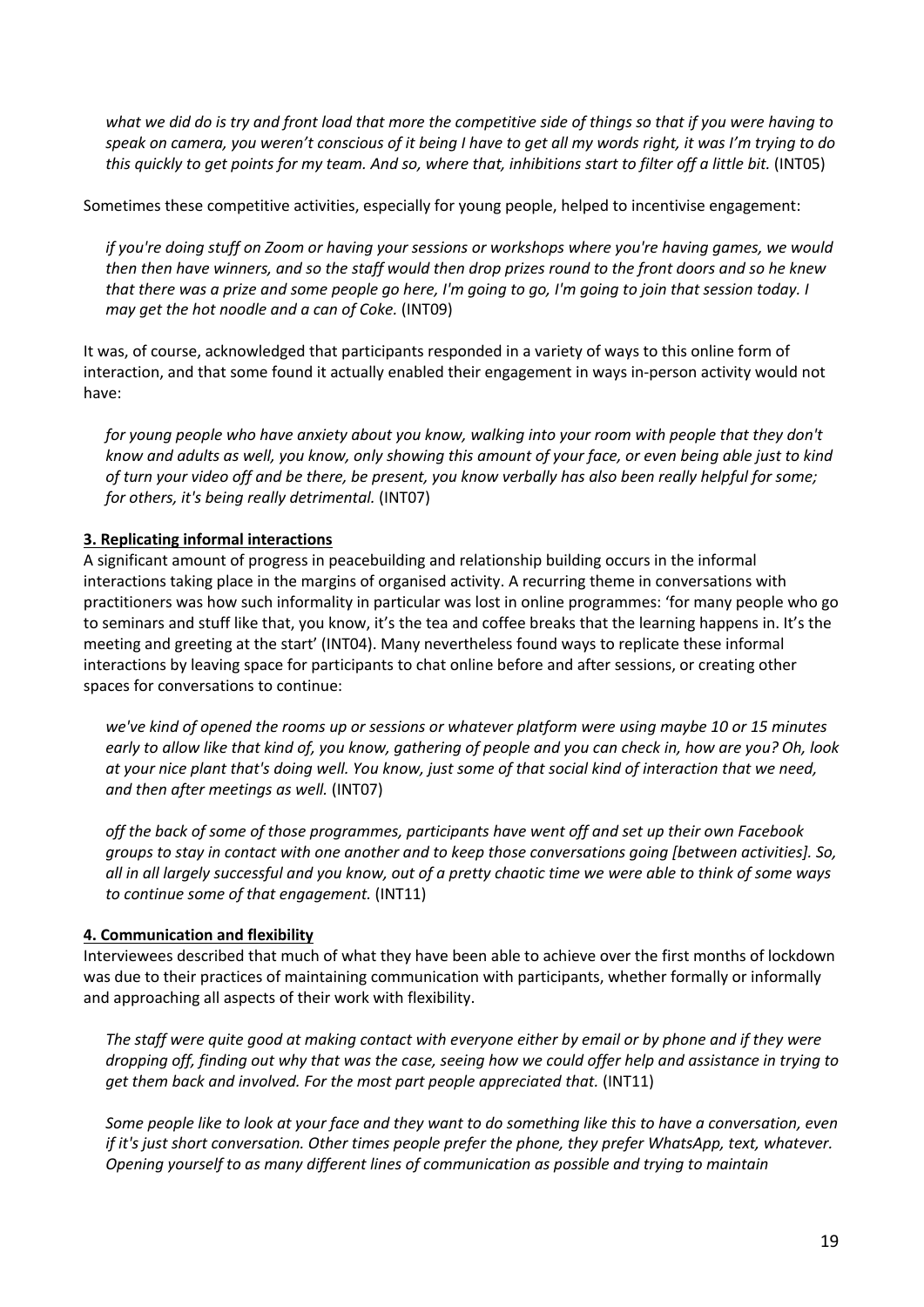*what we did do is try and front load that more the competitive side of things so that if you were having to speak on camera, you weren't conscious of it being I have to get all my words right, it was I'm trying to do this quickly to get points for my team. And so, where that, inhibitions start to filter off a little bit.* (INT05)

Sometimes these competitive activities, especially for young people, helped to incentivise engagement:

*if you're doing stuff on Zoom or having your sessions or workshops where you're having games, we would then then have winners, and so the staff would then drop prizes round to the front doors and so he knew that there was a prize and some people go here, I'm going to go, I'm going to join that session today. I may get the hot noodle and a can of Coke.* (INT09)

It was, of course, acknowledged that participants responded in a variety of ways to this online form of interaction, and that some found it actually enabled their engagement in ways in-person activity would not have:

*for young people who have anxiety about you know, walking into your room with people that they don't know and adults as well, you know, only showing this amount of your face, or even being able just to kind of turn your video off and be there, be present, you know verbally has also been really helpful for some; for others, it's being really detrimental.* (INT07)

**3. Replicating informal interactions**

A significant amount of progress in peacebuilding and relationship building occurs in the informal interactions taking place in the margins of organised activity. A recurring theme in conversations with practitioners was how such informality in particular was lost in online programmes: 'for many people who go to seminars and stuff like that, you know, it's the tea and coffee breaks that the learning happens in. It's the meeting and greeting at the start' (INT04). Many nevertheless found ways to replicate these informal interactions by leaving space for participants to chat online before and after sessions, or creating other spaces for conversations to continue:

*we've kind of opened the rooms up or sessions or whatever platform were using maybe 10 or 15 minutes early to allow like that kind of, you know, gathering of people and you can check in, how are you? Oh, look at your nice plant that's doing well. You know, just some of that social kind of interaction that we need, and then after meetings as well.* (INT07)

*off the back of some of those programmes, participants have went off and set up their own Facebook groups to stay in contact with one another and to keep those conversations going [between activities]. So, all in all largely successful and you know, out of a pretty chaotic time we were able to think of some ways to continue some of that engagement.* (INT11)

**4. Communication and flexibility**

Interviewees described that much of what they have been able to achieve over the first months of lockdown was due to their practices of maintaining communication with participants, whether formally or informally and approaching all aspects of their work with flexibility.

*The staff were quite good at making contact with everyone either by email or by phone and if they were dropping off, finding out why that was the case, seeing how we could offer help and assistance in trying to get them back and involved. For the most part people appreciated that.* (INT11)

*Some people like to look at your face and they want to do something like this to have a conversation, even if it's just short conversation. Other times people prefer the phone, they prefer WhatsApp, text, whatever. Opening yourself to as many different lines of communication as possible and trying to maintain*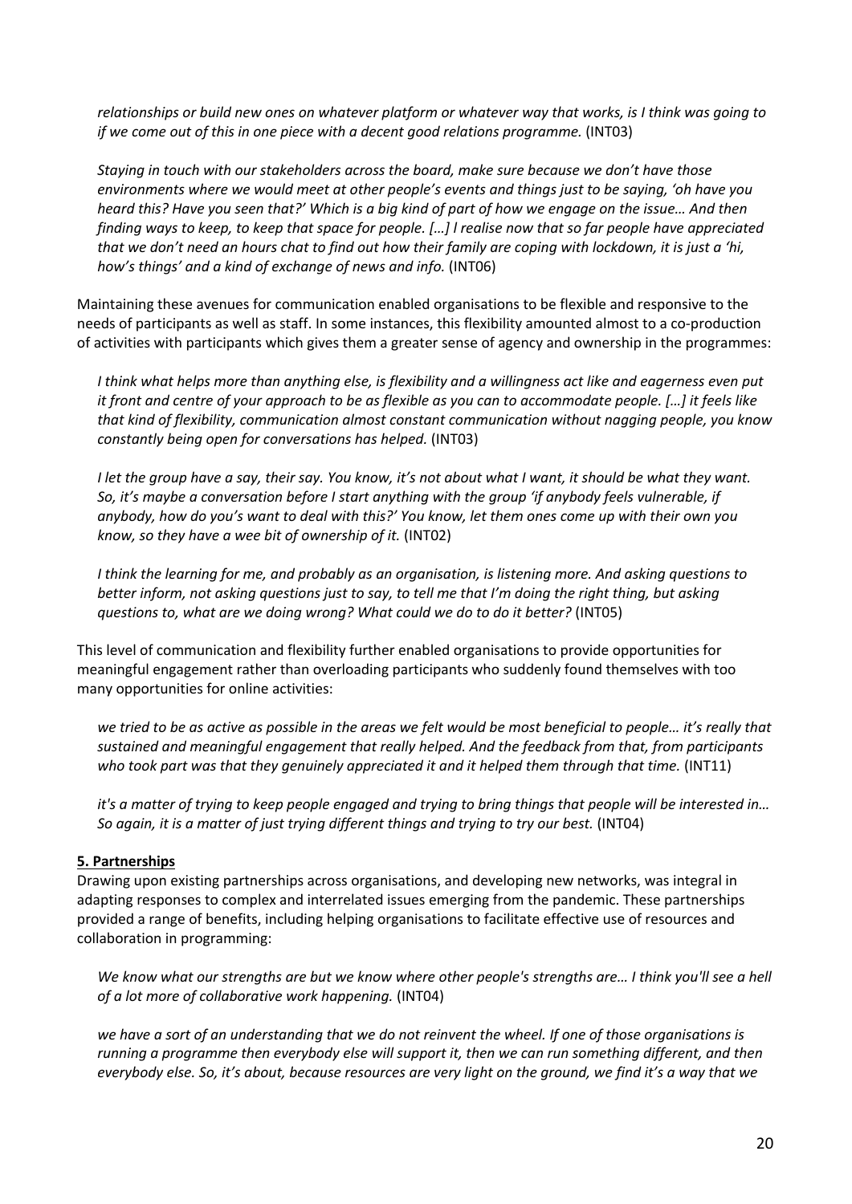*relationships or build new ones on whatever platform or whatever way that works, is I think was going to if we come out of this in one piece with a decent good relations programme.* (INT03)

*Staying in touch with our stakeholders across the board, make sure because we don't have those environments where we would meet at other people's events and things just to be saying, 'oh have you heard this? Have you seen that?' Which is a big kind of part of how we engage on the issue… And then finding ways to keep, to keep that space for people. […] I realise now that so far people have appreciated that we don't need an hours chat to find out how their family are coping with lockdown, it is just a 'hi, how's things' and a kind of exchange of news and info.* (INT06)

Maintaining these avenues for communication enabled organisations to be flexible and responsive to the needs of participants as well as staff. In some instances, this flexibility amounted almost to a co-production of activities with participants which gives them a greater sense of agency and ownership in the programmes:

*I think what helps more than anything else, is flexibility and a willingness act like and eagerness even put it front and centre of your approach to be as flexible as you can to accommodate people. […] it feels like that kind of flexibility, communication almost constant communication without nagging people, you know constantly being open for conversations has helped.* (INT03)

*I let the group have a say, their say. You know, it's not about what I want, it should be what they want. So, it's maybe a conversation before I start anything with the group 'if anybody feels vulnerable, if anybody, how do you's want to deal with this?' You know, let them ones come up with their own you know, so they have a wee bit of ownership of it.* (INT02)

*I think the learning for me, and probably as an organisation, is listening more. And asking questions to better inform, not asking questions just to say, to tell me that I'm doing the right thing, but asking questions to, what are we doing wrong? What could we do to do it better?* (INT05)

This level of communication and flexibility further enabled organisations to provide opportunities for meaningful engagement rather than overloading participants who suddenly found themselves with too many opportunities for online activities:

*we tried to be as active as possible in the areas we felt would be most beneficial to people… it's really that sustained and meaningful engagement that really helped. And the feedback from that, from participants who took part was that they genuinely appreciated it and it helped them through that time.* (INT11)

*it's a matter of trying to keep people engaged and trying to bring things that people will be interested in… So again, it is a matter of just trying different things and trying to try our best.* (INT04)

**5. Partnerships**

Drawing upon existing partnerships across organisations, and developing new networks, was integral in adapting responses to complex and interrelated issues emerging from the pandemic. These partnerships provided a range of benefits, including helping organisations to facilitate effective use of resources and collaboration in programming:

*We know what our strengths are but we know where other people's strengths are… I think you'll see a hell of a lot more of collaborative work happening.* (INT04)

*we have a sort of an understanding that we do not reinvent the wheel. If one of those organisations is running a programme then everybody else will support it, then we can run something different, and then everybody else. So, it's about, because resources are very light on the ground, we find it's a way that we*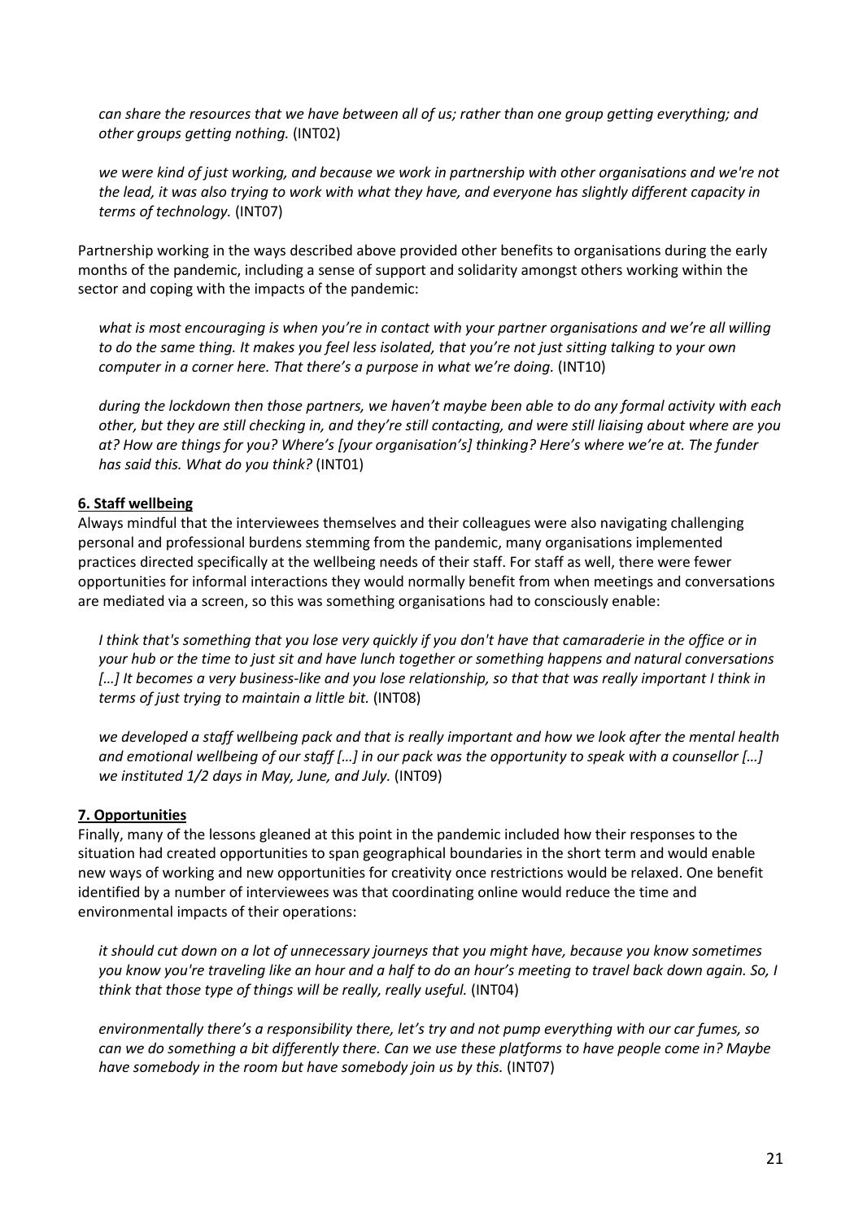*can share the resources that we have between all of us; rather than one group getting everything; and other groups getting nothing.* (INT02)

*we were kind of just working, and because we work in partnership with other organisations and we're not the lead, it was also trying to work with what they have, and everyone has slightly different capacity in terms of technology.* (INT07)

Partnership working in the ways described above provided other benefits to organisations during the early months of the pandemic, including a sense of support and solidarity amongst others working within the sector and coping with the impacts of the pandemic:

*what is most encouraging is when you're in contact with your partner organisations and we're all willing to do the same thing. It makes you feel less isolated, that you're not just sitting talking to your own computer in a corner here. That there's a purpose in what we're doing.* (INT10)

*during the lockdown then those partners, we haven't maybe been able to do any formal activity with each other, but they are still checking in, and they're still contacting, and were still liaising about where are you at? How are things for you? Where's [your organisation's] thinking? Here's where we're at. The funder has said this. What do you think?* (INT01)

**6. Staff wellbeing**

Always mindful that the interviewees themselves and their colleagues were also navigating challenging personal and professional burdens stemming from the pandemic, many organisations implemented practices directed specifically at the wellbeing needs of their staff. For staff as well, there were fewer opportunities for informal interactions they would normally benefit from when meetings and conversations are mediated via a screen, so this was something organisations had to consciously enable:

*I think that's something that you lose very quickly if you don't have that camaraderie in the office or in your hub or the time to just sit and have lunch together or something happens and natural conversations […] It becomes a very business-like and you lose relationship, so that that was really important I think in terms of just trying to maintain a little bit.* (INT08)

*we developed a staff wellbeing pack and that is really important and how we look after the mental health and emotional wellbeing of our staff […] in our pack was the opportunity to speak with a counsellor […] we instituted 1/2 days in May, June, and July.* (INT09)

**7. Opportunities**

Finally, many of the lessons gleaned at this point in the pandemic included how their responses to the situation had created opportunities to span geographical boundaries in the short term and would enable new ways of working and new opportunities for creativity once restrictions would be relaxed. One benefit identified by a number of interviewees was that coordinating online would reduce the time and environmental impacts of their operations:

*it should cut down on a lot of unnecessary journeys that you might have, because you know sometimes you know you're traveling like an hour and a half to do an hour's meeting to travel back down again. So, I think that those type of things will be really, really useful.* (INT04)

*environmentally there's a responsibility there, let's try and not pump everything with our car fumes, so can we do something a bit differently there. Can we use these platforms to have people come in? Maybe have somebody in the room but have somebody join us by this.* (INT07)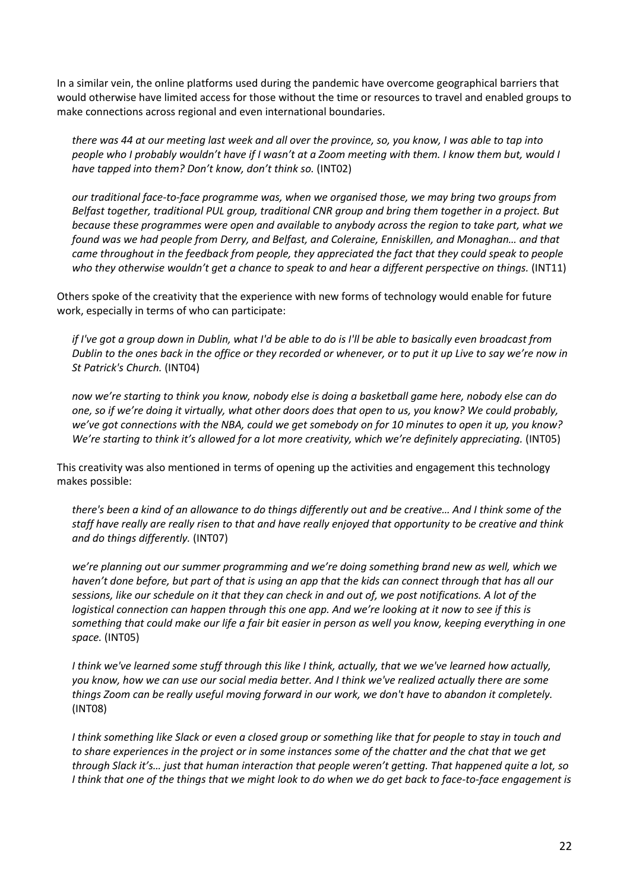In a similar vein, the online platforms used during the pandemic have overcome geographical barriers that would otherwise have limited access for those without the time or resources to travel and enabled groups to make connections across regional and even international boundaries.

> *there was 44 at our meeting last week and all over the province, so, you know, I was able to tap into people who I probably wouldn't have if I wasn't at a Zoom meeting with them. I know them but, would I have tapped into them? Don't know, don't think so.* (INT02)

> *our traditional face-to-face programme was, when we organised those, we may bring two groups from Belfast together, traditional PUL group, traditional CNR group and bring them together in a project. But because these programmes were open and available to anybody across the region to take part, what we found was we had people from Derry, and Belfast, and Coleraine, Enniskillen, and Monaghan… and that came throughout in the feedback from people, they appreciated the fact that they could speak to people who they otherwise wouldn't get a chance to speak to and hear a different perspective on things.* (INT11)

Others spoke of the creativity that the experience with new forms of technology would enable for future work, especially in terms of who can participate:

> *if I've got a group down in Dublin, what I'd be able to do is I'll be able to basically even broadcast from Dublin to the ones back in the office or they recorded or whenever, or to put it up Live to say we're now in St Patrick's Church.* (INT04)

> *now we're starting to think you know, nobody else is doing a basketball game here, nobody else can do one, so if we're doing it virtually, what other doors does that open to us, you know? We could probably, we've got connections with the NBA, could we get somebody on for 10 minutes to open it up, you know? We're starting to think it's allowed for a lot more creativity, which we're definitely appreciating.* (INT05)

This creativity was also mentioned in terms of opening up the activities and engagement this technology makes possible:

> *there's been a kind of an allowance to do things differently out and be creative… And I think some of the staff have really are really risen to that and have really enjoyed that opportunity to be creative and think and do things differently.* (INT07)

> *we're planning out our summer programming and we're doing something brand new as well, which we haven't done before, but part of that is using an app that the kids can connect through that has all our sessions, like our schedule on it that they can check in and out of, we post notifications. A lot of the logistical connection can happen through this one app. And we're looking at it now to see if this is something that could make our life a fair bit easier in person as well you know, keeping everything in one space.* (INT05)

> *I think we've learned some stuff through this like I think, actually, that we we've learned how actually, you know, how we can use our social media better. And I think we've realized actually there are some things Zoom can be really useful moving forward in our work, we don't have to abandon it completely.* (INT08)

> *I think something like Slack or even a closed group or something like that for people to stay in touch and to share experiences in the project or in some instances some of the chatter and the chat that we get through Slack it's… just that human interaction that people weren't getting. That happened quite a lot, so I think that one of the things that we might look to do when we do get back to face-to-face engagement is*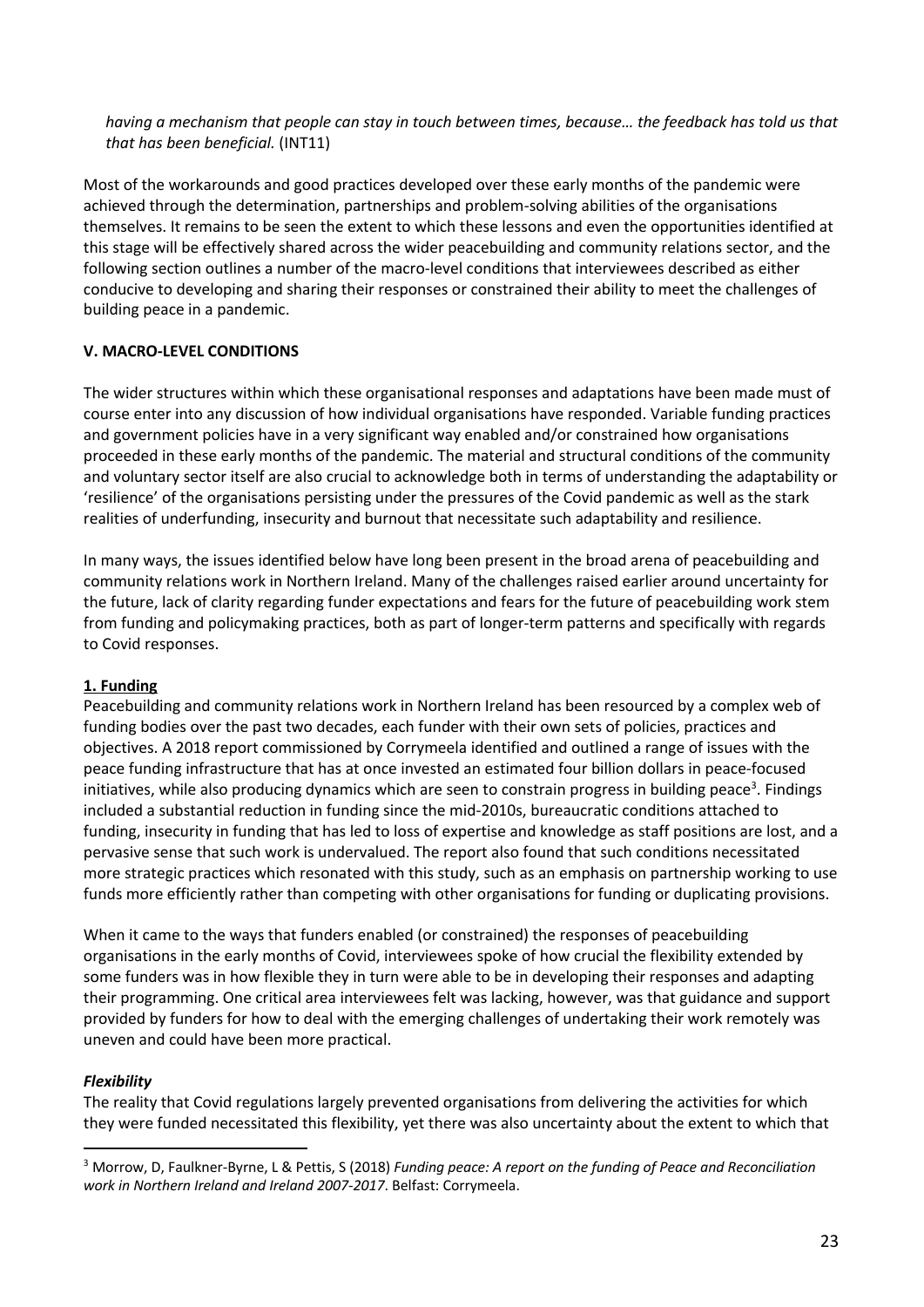*having a mechanism that people can stay in touch between times, because… the feedback has told us that that has been beneficial.* (INT11)

Most of the workarounds and good practices developed over these early months of the pandemic were achieved through the determination, partnerships and problem-solving abilities of the organisations themselves. It remains to be seen the extent to which these lessons and even the opportunities identified at this stage will be effectively shared across the wider peacebuilding and community relations sector, and the following section outlines a number of the macro-level conditions that interviewees described as either conducive to developing and sharing their responses or constrained their ability to meet the challenges of building peace in a pandemic.

## V. MACRO-LEVEL CONDITIONS

The wider structures within which these organisational responses and adaptations have been made must of course enter into any discussion of how individual organisations have responded. Variable funding practices and government policies have in a very significant way enabled and/or constrained how organisations proceeded in these early months of the pandemic. The material and structural conditions of the community and voluntary sector itself are also crucial to acknowledge both in terms of understanding the adaptability or 'resilience' of the organisations persisting under the pressures of the Covid pandemic as well as the stark realities of underfunding, insecurity and burnout that necessitate such adaptability and resilience.

In many ways, the issues identified below have long been present in the broad arena of peacebuilding and community relations work in Northern Ireland. Many of the challenges raised earlier around uncertainty for the future, lack of clarity regarding funder expectations and fears for the future of peacebuilding work stem from funding and policymaking practices, both as part of longer-term patterns and specifically with regards to Covid responses.

### 1. Funding

Peacebuilding and community relations work in Northern Ireland has been resourced by a complex web of funding bodies over the past two decades, each funder with their own sets of policies, practices and objectives. A 2018 report commissioned by Corrymeela identified and outlined a range of issues with the peace funding infrastructure that has at once invested an estimated four billion dollars in peace-focused initiatives, while also producing dynamics which are seen to constrain progress in building peace[3]. Findings included a substantial reduction in funding since the mid-2010s, bureaucratic conditions attached to funding, insecurity in funding that has led to loss of expertise and knowledge as staff positions are lost, and a pervasive sense that such work is undervalued. The report also found that such conditions necessitated more strategic practices which resonated with this study, such as an emphasis on partnership working to use funds more efficiently rather than competing with other organisations for funding or duplicating provisions.

When it came to the ways that funders enabled (or constrained) the responses of peacebuilding organisations in the early months of Covid, interviewees spoke of how crucial the flexibility extended by some funders was in how flexible they in turn were able to be in developing their responses and adapting their programming. One critical area interviewees felt was lacking, however, was that guidance and support provided by funders for how to deal with the emerging challenges of undertaking their work remotely was uneven and could have been more practical.

#### *Flexibility*

The reality that Covid regulations largely prevented organisations from delivering the activities for which they were funded necessitated this flexibility, yet there was also uncertainty about the extent to which that

[3] Morrow, D, Faulkner-Byrne, L & Pettis, S (2018) *Funding peace: A report on the funding of Peace and Reconciliation work in Northern Ireland and Ireland 2007-2017*. Belfast: Corrymeela.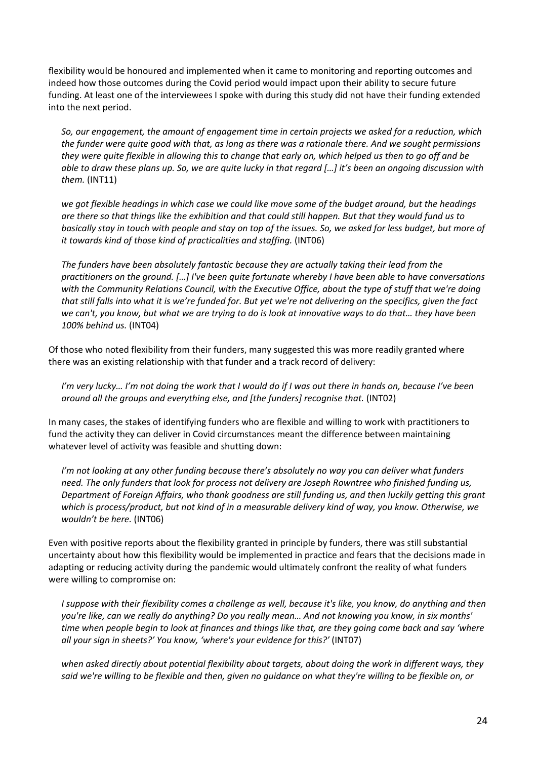flexibility would be honoured and implemented when it came to monitoring and reporting outcomes and indeed how those outcomes during the Covid period would impact upon their ability to secure future funding. At least one of the interviewees I spoke with during this study did not have their funding extended into the next period.

> *So, our engagement, the amount of engagement time in certain projects we asked for a reduction, which the funder were quite good with that, as long as there was a rationale there. And we sought permissions they were quite flexible in allowing this to change that early on, which helped us then to go off and be able to draw these plans up. So, we are quite lucky in that regard […] it's been an ongoing discussion with them.* (INT11)

> *we got flexible headings in which case we could like move some of the budget around, but the headings are there so that things like the exhibition and that could still happen. But that they would fund us to basically stay in touch with people and stay on top of the issues. So, we asked for less budget, but more of it towards kind of those kind of practicalities and staffing.* (INT06)

> *The funders have been absolutely fantastic because they are actually taking their lead from the practitioners on the ground. […] I've been quite fortunate whereby I have been able to have conversations with the Community Relations Council, with the Executive Office, about the type of stuff that we're doing that still falls into what it is we're funded for. But yet we're not delivering on the specifics, given the fact we can't, you know, but what we are trying to do is look at innovative ways to do that… they have been 100% behind us.* (INT04)

Of those who noted flexibility from their funders, many suggested this was more readily granted where there was an existing relationship with that funder and a track record of delivery:

> *I'm very lucky… I'm not doing the work that I would do if I was out there in hands on, because I've been around all the groups and everything else, and [the funders] recognise that.* (INT02)

In many cases, the stakes of identifying funders who are flexible and willing to work with practitioners to fund the activity they can deliver in Covid circumstances meant the difference between maintaining whatever level of activity was feasible and shutting down:

> *I'm not looking at any other funding because there's absolutely no way you can deliver what funders need. The only funders that look for process not delivery are Joseph Rowntree who finished funding us, Department of Foreign Affairs, who thank goodness are still funding us, and then luckily getting this grant which is process/product, but not kind of in a measurable delivery kind of way, you know. Otherwise, we wouldn't be here.* (INT06)

Even with positive reports about the flexibility granted in principle by funders, there was still substantial uncertainty about how this flexibility would be implemented in practice and fears that the decisions made in adapting or reducing activity during the pandemic would ultimately confront the reality of what funders were willing to compromise on:

> *I suppose with their flexibility comes a challenge as well, because it's like, you know, do anything and then you're like, can we really do anything? Do you really mean… And not knowing you know, in six months' time when people begin to look at finances and things like that, are they going come back and say 'where all your sign in sheets?' You know, 'where's your evidence for this?'* (INT07)

> *when asked directly about potential flexibility about targets, about doing the work in different ways, they said we're willing to be flexible and then, given no guidance on what they're willing to be flexible on, or*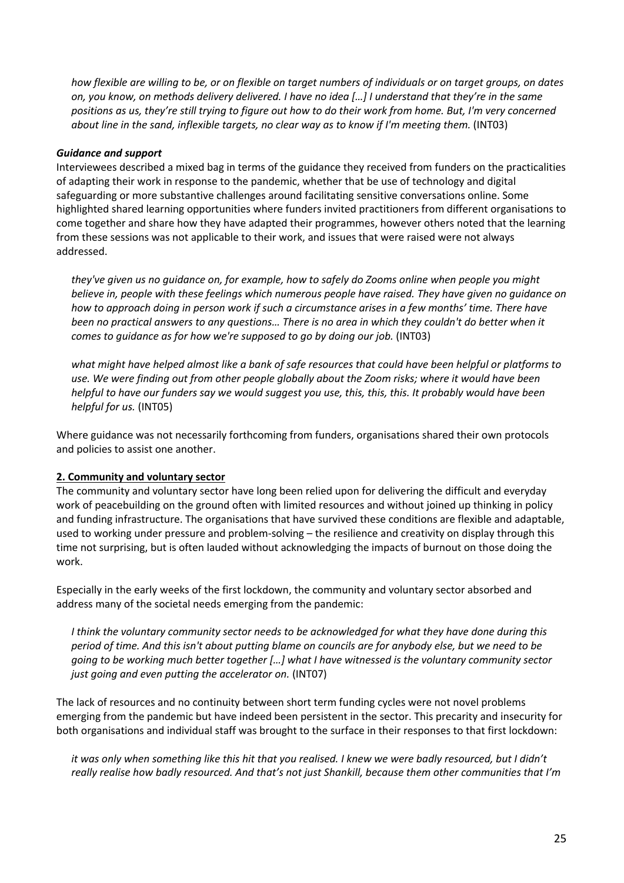*how flexible are willing to be, or on flexible on target numbers of individuals or on target groups, on dates on, you know, on methods delivery delivered. I have no idea […] I understand that they're in the same positions as us, they're still trying to figure out how to do their work from home. But, I'm very concerned about line in the sand, inflexible targets, no clear way as to know if I'm meeting them.* (INT03)

***Guidance and support***

Interviewees described a mixed bag in terms of the guidance they received from funders on the practicalities of adapting their work in response to the pandemic, whether that be use of technology and digital safeguarding or more substantive challenges around facilitating sensitive conversations online. Some highlighted shared learning opportunities where funders invited practitioners from different organisations to come together and share how they have adapted their programmes, however others noted that the learning from these sessions was not applicable to their work, and issues that were raised were not always addressed.

*they've given us no guidance on, for example, how to safely do Zooms online when people you might believe in, people with these feelings which numerous people have raised. They have given no guidance on how to approach doing in person work if such a circumstance arises in a few months' time. There have been no practical answers to any questions… There is no area in which they couldn't do better when it comes to guidance as for how we're supposed to go by doing our job.* (INT03)

*what might have helped almost like a bank of safe resources that could have been helpful or platforms to use. We were finding out from other people globally about the Zoom risks; where it would have been helpful to have our funders say we would suggest you use, this, this, this. It probably would have been helpful for us.* (INT05)

Where guidance was not necessarily forthcoming from funders, organisations shared their own protocols and policies to assist one another.

**2. Community and voluntary sector**

The community and voluntary sector have long been relied upon for delivering the difficult and everyday work of peacebuilding on the ground often with limited resources and without joined up thinking in policy and funding infrastructure. The organisations that have survived these conditions are flexible and adaptable, used to working under pressure and problem-solving – the resilience and creativity on display through this time not surprising, but is often lauded without acknowledging the impacts of burnout on those doing the work.

Especially in the early weeks of the first lockdown, the community and voluntary sector absorbed and address many of the societal needs emerging from the pandemic:

*I think the voluntary community sector needs to be acknowledged for what they have done during this period of time. And this isn't about putting blame on councils are for anybody else, but we need to be going to be working much better together […] what I have witnessed is the voluntary community sector just going and even putting the accelerator on.* (INT07)

The lack of resources and no continuity between short term funding cycles were not novel problems emerging from the pandemic but have indeed been persistent in the sector. This precarity and insecurity for both organisations and individual staff was brought to the surface in their responses to that first lockdown:

*it was only when something like this hit that you realised. I knew we were badly resourced, but I didn't really realise how badly resourced. And that's not just Shankill, because them other communities that I'm*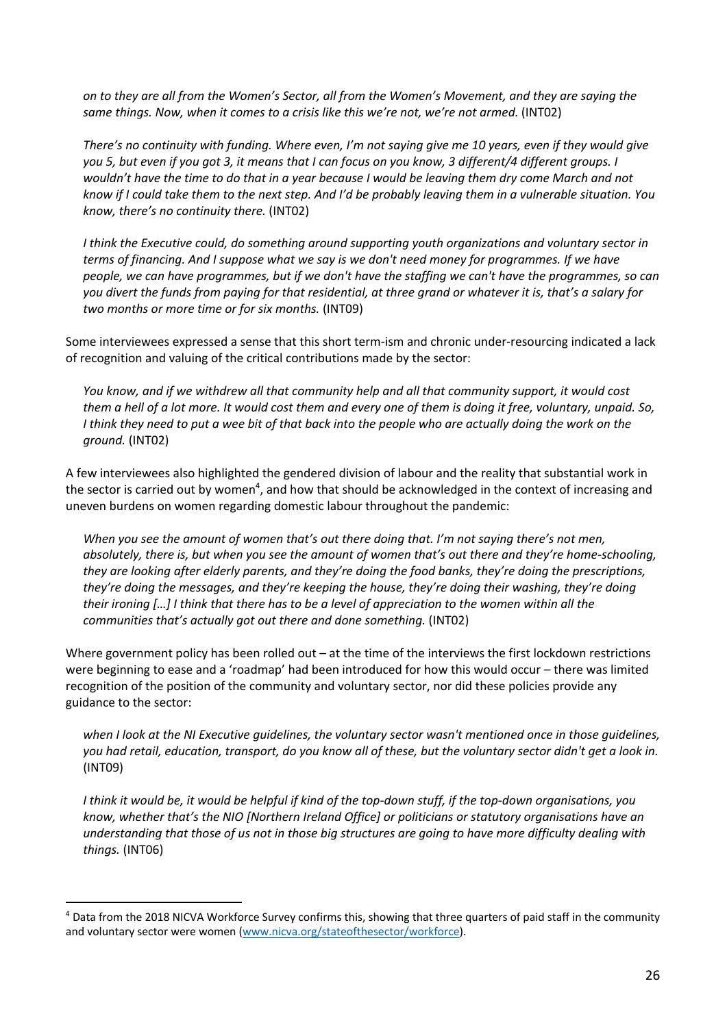*on to they are all from the Women's Sector, all from the Women's Movement, and they are saying the same things. Now, when it comes to a crisis like this we're not, we're not armed.* (INT02)

*There's no continuity with funding. Where even, I'm not saying give me 10 years, even if they would give you 5, but even if you got 3, it means that I can focus on you know, 3 different/4 different groups. I wouldn't have the time to do that in a year because I would be leaving them dry come March and not know if I could take them to the next step. And I'd be probably leaving them in a vulnerable situation. You know, there's no continuity there.* (INT02)

*I think the Executive could, do something around supporting youth organizations and voluntary sector in terms of financing. And I suppose what we say is we don't need money for programmes. If we have people, we can have programmes, but if we don't have the staffing we can't have the programmes, so can you divert the funds from paying for that residential, at three grand or whatever it is, that's a salary for two months or more time or for six months.* (INT09)

Some interviewees expressed a sense that this short term-ism and chronic under-resourcing indicated a lack of recognition and valuing of the critical contributions made by the sector:

*You know, and if we withdrew all that community help and all that community support, it would cost them a hell of a lot more. It would cost them and every one of them is doing it free, voluntary, unpaid. So, I think they need to put a wee bit of that back into the people who are actually doing the work on the ground.* (INT02)

A few interviewees also highlighted the gendered division of labour and the reality that substantial work in the sector is carried out by women[4], and how that should be acknowledged in the context of increasing and uneven burdens on women regarding domestic labour throughout the pandemic:

*When you see the amount of women that's out there doing that. I'm not saying there's not men, absolutely, there is, but when you see the amount of women that's out there and they're home-schooling, they are looking after elderly parents, and they're doing the food banks, they're doing the prescriptions, they're doing the messages, and they're keeping the house, they're doing their washing, they're doing their ironing […] I think that there has to be a level of appreciation to the women within all the communities that's actually got out there and done something.* (INT02)

Where government policy has been rolled out – at the time of the interviews the first lockdown restrictions were beginning to ease and a 'roadmap' had been introduced for how this would occur – there was limited recognition of the position of the community and voluntary sector, nor did these policies provide any guidance to the sector:

*when I look at the NI Executive guidelines, the voluntary sector wasn't mentioned once in those guidelines, you had retail, education, transport, do you know all of these, but the voluntary sector didn't get a look in.* (INT09)

*I think it would be, it would be helpful if kind of the top-down stuff, if the top-down organisations, you know, whether that's the NIO [Northern Ireland Office] or politicians or statutory organisations have an understanding that those of us not in those big structures are going to have more difficulty dealing with things.* (INT06)

---

[4] Data from the 2018 NICVA Workforce Survey confirms this, showing that three quarters of paid staff in the community and voluntary sector were women (www.nicva.org/stateofthesector/workforce).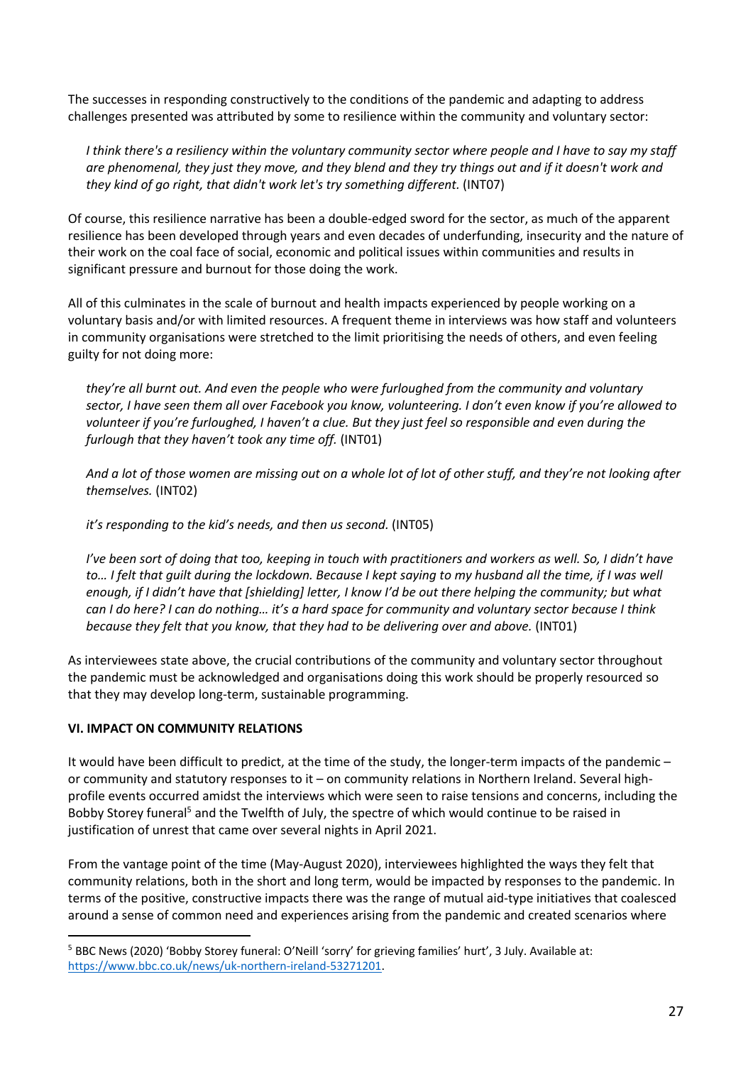The successes in responding constructively to the conditions of the pandemic and adapting to address challenges presented was attributed by some to resilience within the community and voluntary sector:

> *I think there's a resiliency within the voluntary community sector where people and I have to say my staff are phenomenal, they just they move, and they blend and they try things out and if it doesn't work and they kind of go right, that didn't work let's try something different.* (INT07)

Of course, this resilience narrative has been a double-edged sword for the sector, as much of the apparent resilience has been developed through years and even decades of underfunding, insecurity and the nature of their work on the coal face of social, economic and political issues within communities and results in significant pressure and burnout for those doing the work.

All of this culminates in the scale of burnout and health impacts experienced by people working on a voluntary basis and/or with limited resources. A frequent theme in interviews was how staff and volunteers in community organisations were stretched to the limit prioritising the needs of others, and even feeling guilty for not doing more:

> *they're all burnt out. And even the people who were furloughed from the community and voluntary sector, I have seen them all over Facebook you know, volunteering. I don't even know if you're allowed to volunteer if you're furloughed, I haven't a clue. But they just feel so responsible and even during the furlough that they haven't took any time off.* (INT01)

> *And a lot of those women are missing out on a whole lot of lot of other stuff, and they're not looking after themselves.* (INT02)

> *it's responding to the kid's needs, and then us second.* (INT05)

> *I've been sort of doing that too, keeping in touch with practitioners and workers as well. So, I didn't have to… I felt that guilt during the lockdown. Because I kept saying to my husband all the time, if I was well enough, if I didn't have that [shielding] letter, I know I'd be out there helping the community; but what can I do here? I can do nothing… it's a hard space for community and voluntary sector because I think because they felt that you know, that they had to be delivering over and above.* (INT01)

As interviewees state above, the crucial contributions of the community and voluntary sector throughout the pandemic must be acknowledged and organisations doing this work should be properly resourced so that they may develop long-term, sustainable programming.

## VI. IMPACT ON COMMUNITY RELATIONS

It would have been difficult to predict, at the time of the study, the longer-term impacts of the pandemic – or community and statutory responses to it – on community relations in Northern Ireland. Several high-profile events occurred amidst the interviews which were seen to raise tensions and concerns, including the Bobby Storey funeral[5] and the Twelfth of July, the spectre of which would continue to be raised in justification of unrest that came over several nights in April 2021.

From the vantage point of the time (May-August 2020), interviewees highlighted the ways they felt that community relations, both in the short and long term, would be impacted by responses to the pandemic. In terms of the positive, constructive impacts there was the range of mutual aid-type initiatives that coalesced around a sense of common need and experiences arising from the pandemic and created scenarios where

[5] BBC News (2020) 'Bobby Storey funeral: O'Neill 'sorry' for grieving families' hurt', 3 July. Available at: https://www.bbc.co.uk/news/uk-northern-ireland-53271201.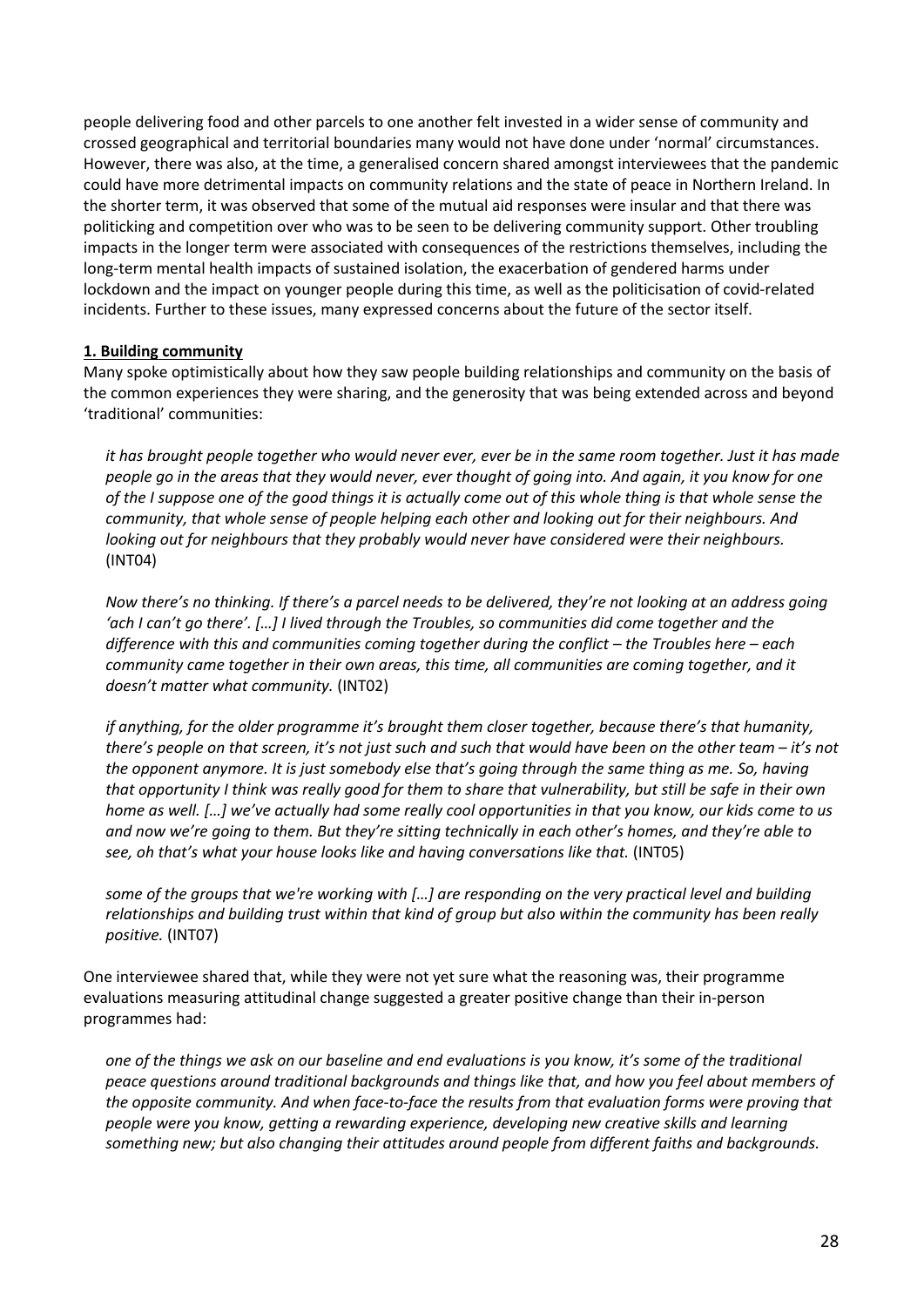people delivering food and other parcels to one another felt invested in a wider sense of community and crossed geographical and territorial boundaries many would not have done under 'normal' circumstances. However, there was also, at the time, a generalised concern shared amongst interviewees that the pandemic could have more detrimental impacts on community relations and the state of peace in Northern Ireland. In the shorter term, it was observed that some of the mutual aid responses were insular and that there was politicking and competition over who was to be seen to be delivering community support. Other troubling impacts in the longer term were associated with consequences of the restrictions themselves, including the long-term mental health impacts of sustained isolation, the exacerbation of gendered harms under lockdown and the impact on younger people during this time, as well as the politicisation of covid-related incidents. Further to these issues, many expressed concerns about the future of the sector itself.

**1. Building community**

Many spoke optimistically about how they saw people building relationships and community on the basis of the common experiences they were sharing, and the generosity that was being extended across and beyond 'traditional' communities:

> *it has brought people together who would never ever, ever be in the same room together. Just it has made people go in the areas that they would never, ever thought of going into. And again, it you know for one of the I suppose one of the good things it is actually come out of this whole thing is that whole sense the community, that whole sense of people helping each other and looking out for their neighbours. And looking out for neighbours that they probably would never have considered were their neighbours.* (INT04)

> *Now there's no thinking. If there's a parcel needs to be delivered, they're not looking at an address going 'ach I can't go there'. […] I lived through the Troubles, so communities did come together and the difference with this and communities coming together during the conflict – the Troubles here – each community came together in their own areas, this time, all communities are coming together, and it doesn't matter what community.* (INT02)

> *if anything, for the older programme it's brought them closer together, because there's that humanity, there's people on that screen, it's not just such and such that would have been on the other team – it's not the opponent anymore. It is just somebody else that's going through the same thing as me. So, having that opportunity I think was really good for them to share that vulnerability, but still be safe in their own home as well. […] we've actually had some really cool opportunities in that you know, our kids come to us and now we're going to them. But they're sitting technically in each other's homes, and they're able to see, oh that's what your house looks like and having conversations like that.* (INT05)

> *some of the groups that we're working with […] are responding on the very practical level and building relationships and building trust within that kind of group but also within the community has been really positive.* (INT07)

One interviewee shared that, while they were not yet sure what the reasoning was, their programme evaluations measuring attitudinal change suggested a greater positive change than their in-person programmes had:

> *one of the things we ask on our baseline and end evaluations is you know, it's some of the traditional peace questions around traditional backgrounds and things like that, and how you feel about members of the opposite community. And when face-to-face the results from that evaluation forms were proving that people were you know, getting a rewarding experience, developing new creative skills and learning something new; but also changing their attitudes around people from different faiths and backgrounds.*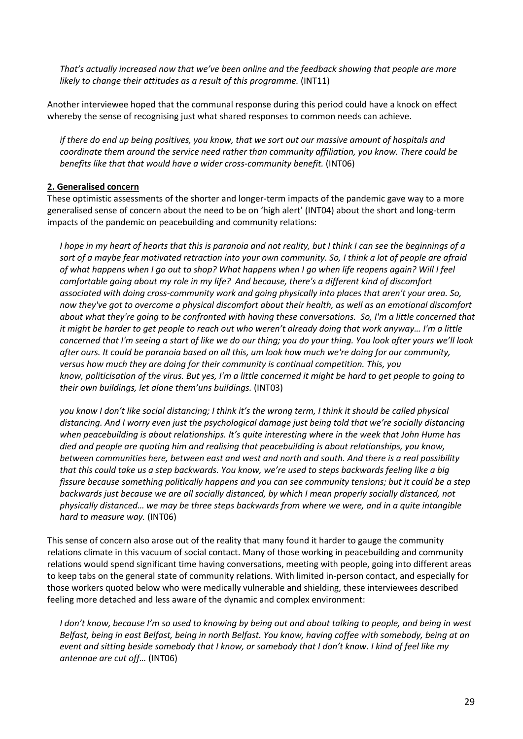*That's actually increased now that we've been online and the feedback showing that people are more likely to change their attitudes as a result of this programme.* (INT11)

Another interviewee hoped that the communal response during this period could have a knock on effect whereby the sense of recognising just what shared responses to common needs can achieve.

*if there do end up being positives, you know, that we sort out our massive amount of hospitals and coordinate them around the service need rather than community affiliation, you know. There could be benefits like that that would have a wider cross-community benefit.* (INT06)

**2. Generalised concern**

These optimistic assessments of the shorter and longer-term impacts of the pandemic gave way to a more generalised sense of concern about the need to be on 'high alert' (INT04) about the short and long-term impacts of the pandemic on peacebuilding and community relations:

*I hope in my heart of hearts that this is paranoia and not reality, but I think I can see the beginnings of a sort of a maybe fear motivated retraction into your own community. So, I think a lot of people are afraid of what happens when I go out to shop? What happens when I go when life reopens again? Will I feel comfortable going about my role in my life? And because, there's a different kind of discomfort associated with doing cross-community work and going physically into places that aren't your area. So, now they've got to overcome a physical discomfort about their health, as well as an emotional discomfort about what they're going to be confronted with having these conversations. So, I'm a little concerned that it might be harder to get people to reach out who weren't already doing that work anyway… I'm a little concerned that I'm seeing a start of like we do our thing; you do your thing. You look after yours we'll look after ours. It could be paranoia based on all this, um look how much we're doing for our community, versus how much they are doing for their community is continual competition. This, you know, politicisation of the virus. But yes, I'm a little concerned it might be hard to get people to going to their own buildings, let alone them'uns buildings.* (INT03)

*you know I don't like social distancing; I think it's the wrong term, I think it should be called physical distancing. And I worry even just the psychological damage just being told that we're socially distancing when peacebuilding is about relationships. It's quite interesting where in the week that John Hume has died and people are quoting him and realising that peacebuilding is about relationships, you know, between communities here, between east and west and north and south. And there is a real possibility that this could take us a step backwards. You know, we're used to steps backwards feeling like a big fissure because something politically happens and you can see community tensions; but it could be a step backwards just because we are all socially distanced, by which I mean properly socially distanced, not physically distanced… we may be three steps backwards from where we were, and in a quite intangible hard to measure way.* (INT06)

This sense of concern also arose out of the reality that many found it harder to gauge the community relations climate in this vacuum of social contact. Many of those working in peacebuilding and community relations would spend significant time having conversations, meeting with people, going into different areas to keep tabs on the general state of community relations. With limited in-person contact, and especially for those workers quoted below who were medically vulnerable and shielding, these interviewees described feeling more detached and less aware of the dynamic and complex environment:

*I don't know, because I'm so used to knowing by being out and about talking to people, and being in west Belfast, being in east Belfast, being in north Belfast. You know, having coffee with somebody, being at an event and sitting beside somebody that I know, or somebody that I don't know. I kind of feel like my antennae are cut off…* (INT06)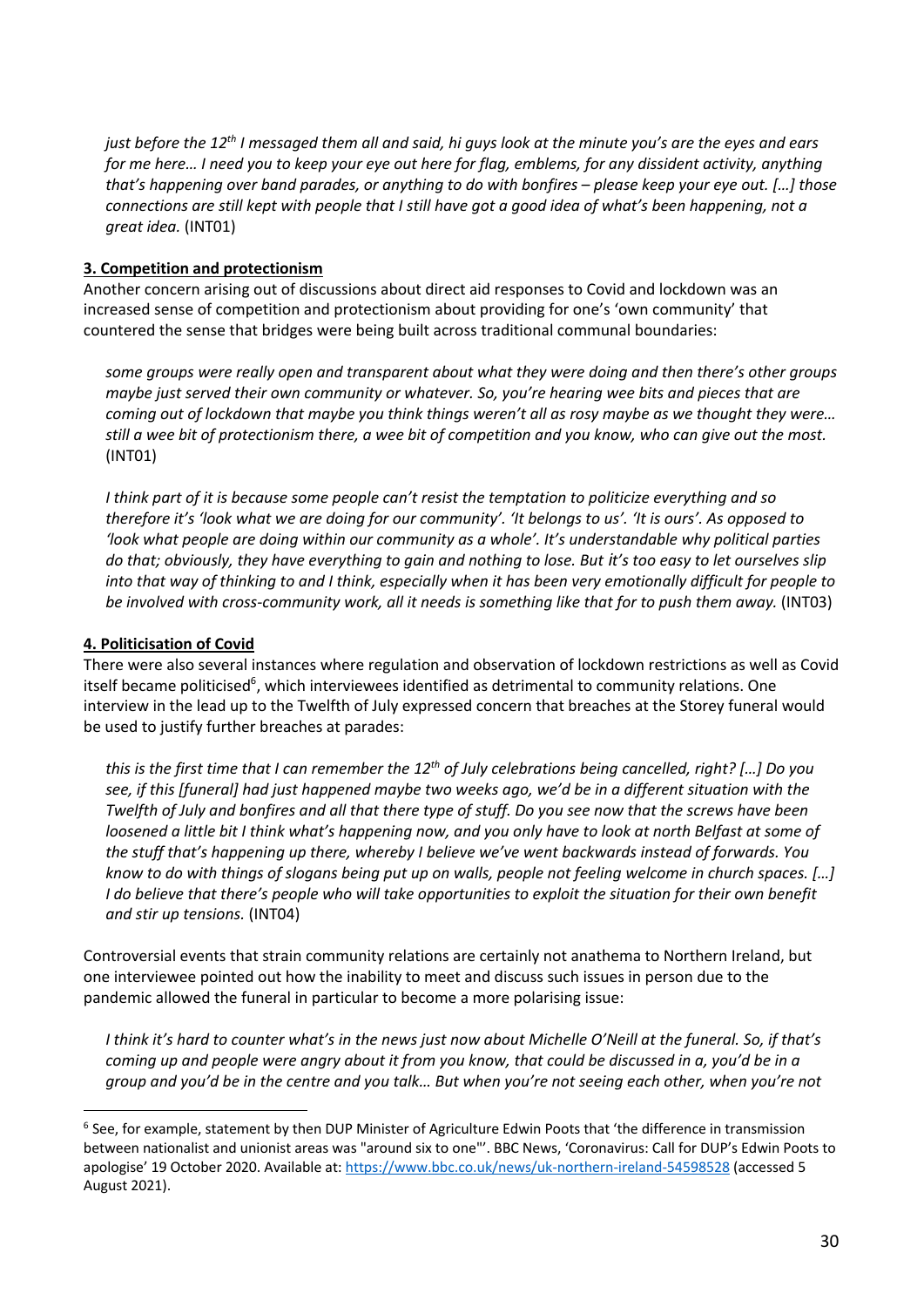*just before the 12th I messaged them all and said, hi guys look at the minute you's are the eyes and ears for me here… I need you to keep your eye out here for flag, emblems, for any dissident activity, anything that's happening over band parades, or anything to do with bonfires – please keep your eye out. […] those connections are still kept with people that I still have got a good idea of what's been happening, not a great idea.* (INT01)

**3. Competition and protectionism**

Another concern arising out of discussions about direct aid responses to Covid and lockdown was an increased sense of competition and protectionism about providing for one's 'own community' that countered the sense that bridges were being built across traditional communal boundaries:

> *some groups were really open and transparent about what they were doing and then there's other groups maybe just served their own community or whatever. So, you're hearing wee bits and pieces that are coming out of lockdown that maybe you think things weren't all as rosy maybe as we thought they were… still a wee bit of protectionism there, a wee bit of competition and you know, who can give out the most.* (INT01)

> *I think part of it is because some people can't resist the temptation to politicize everything and so therefore it's 'look what we are doing for our community'. 'It belongs to us'. 'It is ours'. As opposed to 'look what people are doing within our community as a whole'. It's understandable why political parties do that; obviously, they have everything to gain and nothing to lose. But it's too easy to let ourselves slip into that way of thinking to and I think, especially when it has been very emotionally difficult for people to be involved with cross-community work, all it needs is something like that for to push them away.* (INT03)

**4. Politicisation of Covid**

There were also several instances where regulation and observation of lockdown restrictions as well as Covid itself became politicised[6], which interviewees identified as detrimental to community relations. One interview in the lead up to the Twelfth of July expressed concern that breaches at the Storey funeral would be used to justify further breaches at parades:

> *this is the first time that I can remember the 12th of July celebrations being cancelled, right? […] Do you see, if this [funeral] had just happened maybe two weeks ago, we'd be in a different situation with the Twelfth of July and bonfires and all that there type of stuff. Do you see now that the screws have been loosened a little bit I think what's happening now, and you only have to look at north Belfast at some of the stuff that's happening up there, whereby I believe we've went backwards instead of forwards. You know to do with things of slogans being put up on walls, people not feeling welcome in church spaces. […] I do believe that there's people who will take opportunities to exploit the situation for their own benefit and stir up tensions.* (INT04)

Controversial events that strain community relations are certainly not anathema to Northern Ireland, but one interviewee pointed out how the inability to meet and discuss such issues in person due to the pandemic allowed the funeral in particular to become a more polarising issue:

> *I think it's hard to counter what's in the news just now about Michelle O'Neill at the funeral. So, if that's coming up and people were angry about it from you know, that could be discussed in a, you'd be in a group and you'd be in the centre and you talk… But when you're not seeing each other, when you're not*

---

[6] See, for example, statement by then DUP Minister of Agriculture Edwin Poots that 'the difference in transmission between nationalist and unionist areas was "around six to one"'. BBC News, 'Coronavirus: Call for DUP's Edwin Poots to apologise' 19 October 2020. Available at: https://www.bbc.co.uk/news/uk-northern-ireland-54598528 (accessed 5 August 2021).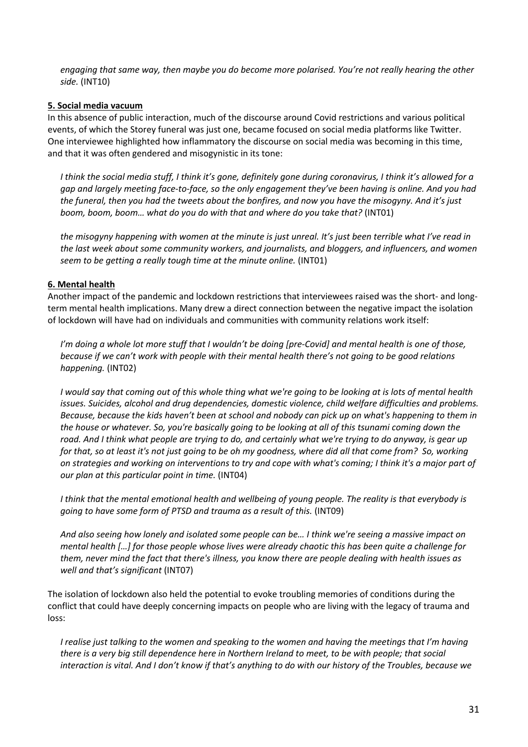*engaging that same way, then maybe you do become more polarised. You're not really hearing the other side.* (INT10)

**5. Social media vacuum**

In this absence of public interaction, much of the discourse around Covid restrictions and various political events, of which the Storey funeral was just one, became focused on social media platforms like Twitter. One interviewee highlighted how inflammatory the discourse on social media was becoming in this time, and that it was often gendered and misogynistic in its tone:

> *I think the social media stuff, I think it's gone, definitely gone during coronavirus, I think it's allowed for a gap and largely meeting face-to-face, so the only engagement they've been having is online. And you had the funeral, then you had the tweets about the bonfires, and now you have the misogyny. And it's just boom, boom, boom… what do you do with that and where do you take that?* (INT01)

> *the misogyny happening with women at the minute is just unreal. It's just been terrible what I've read in the last week about some community workers, and journalists, and bloggers, and influencers, and women seem to be getting a really tough time at the minute online.* (INT01)

**6. Mental health**

Another impact of the pandemic and lockdown restrictions that interviewees raised was the short- and long-term mental health implications. Many drew a direct connection between the negative impact the isolation of lockdown will have had on individuals and communities with community relations work itself:

> *I'm doing a whole lot more stuff that I wouldn't be doing [pre-Covid] and mental health is one of those, because if we can't work with people with their mental health there's not going to be good relations happening.* (INT02)

> *I would say that coming out of this whole thing what we're going to be looking at is lots of mental health issues. Suicides, alcohol and drug dependencies, domestic violence, child welfare difficulties and problems. Because, because the kids haven't been at school and nobody can pick up on what's happening to them in the house or whatever. So, you're basically going to be looking at all of this tsunami coming down the road. And I think what people are trying to do, and certainly what we're trying to do anyway, is gear up for that, so at least it's not just going to be oh my goodness, where did all that come from? So, working on strategies and working on interventions to try and cope with what's coming; I think it's a major part of our plan at this particular point in time.* (INT04)

> *I think that the mental emotional health and wellbeing of young people. The reality is that everybody is going to have some form of PTSD and trauma as a result of this.* (INT09)

> *And also seeing how lonely and isolated some people can be… I think we're seeing a massive impact on mental health […] for those people whose lives were already chaotic this has been quite a challenge for them, never mind the fact that there's illness, you know there are people dealing with health issues as well and that's significant* (INT07)

The isolation of lockdown also held the potential to evoke troubling memories of conditions during the conflict that could have deeply concerning impacts on people who are living with the legacy of trauma and loss:

> *I realise just talking to the women and speaking to the women and having the meetings that I'm having there is a very big still dependence here in Northern Ireland to meet, to be with people; that social interaction is vital. And I don't know if that's anything to do with our history of the Troubles, because we*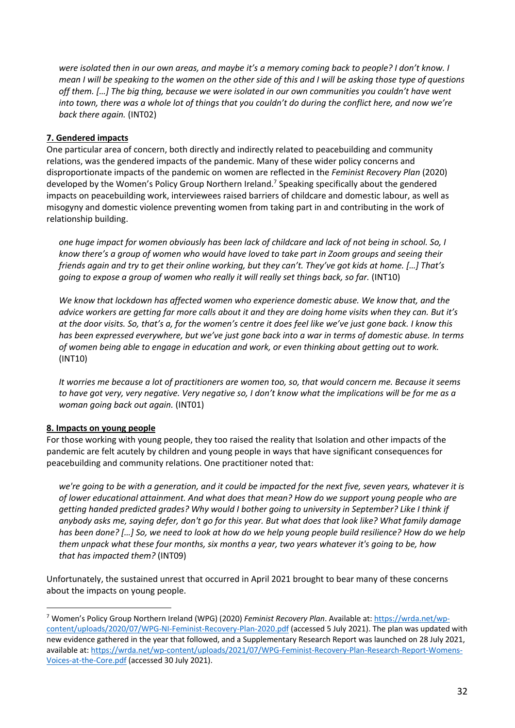*were isolated then in our own areas, and maybe it's a memory coming back to people? I don't know. I mean I will be speaking to the women on the other side of this and I will be asking those type of questions off them. […] The big thing, because we were isolated in our own communities you couldn't have went into town, there was a whole lot of things that you couldn't do during the conflict here, and now we're back there again.* (INT02)

**7. Gendered impacts**

One particular area of concern, both directly and indirectly related to peacebuilding and community relations, was the gendered impacts of the pandemic. Many of these wider policy concerns and disproportionate impacts of the pandemic on women are reflected in the *Feminist Recovery Plan* (2020) developed by the Women's Policy Group Northern Ireland.[7] Speaking specifically about the gendered impacts on peacebuilding work, interviewees raised barriers of childcare and domestic labour, as well as misogyny and domestic violence preventing women from taking part in and contributing in the work of relationship building.

> *one huge impact for women obviously has been lack of childcare and lack of not being in school. So, I know there's a group of women who would have loved to take part in Zoom groups and seeing their friends again and try to get their online working, but they can't. They've got kids at home. […] That's going to expose a group of women who really it will really set things back, so far.* (INT10)

> *We know that lockdown has affected women who experience domestic abuse. We know that, and the advice workers are getting far more calls about it and they are doing home visits when they can. But it's at the door visits. So, that's a, for the women's centre it does feel like we've just gone back. I know this has been expressed everywhere, but we've just gone back into a war in terms of domestic abuse. In terms of women being able to engage in education and work, or even thinking about getting out to work.* (INT10)

> *It worries me because a lot of practitioners are women too, so, that would concern me. Because it seems to have got very, very negative. Very negative so, I don't know what the implications will be for me as a woman going back out again.* (INT01)

**8. Impacts on young people**

For those working with young people, they too raised the reality that Isolation and other impacts of the pandemic are felt acutely by children and young people in ways that have significant consequences for peacebuilding and community relations. One practitioner noted that:

> *we're going to be with a generation, and it could be impacted for the next five, seven years, whatever it is of lower educational attainment. And what does that mean? How do we support young people who are getting handed predicted grades? Why would I bother going to university in September? Like I think if anybody asks me, saying defer, don't go for this year. But what does that look like? What family damage has been done? […] So, we need to look at how do we help young people build resilience? How do we help them unpack what these four months, six months a year, two years whatever it's going to be, how that has impacted them?* (INT09)

Unfortunately, the sustained unrest that occurred in April 2021 brought to bear many of these concerns about the impacts on young people.

---

[7] Women's Policy Group Northern Ireland (WPG) (2020) *Feminist Recovery Plan*. Available at: https://wrda.net/wp-content/uploads/2020/07/WPG-NI-Feminist-Recovery-Plan-2020.pdf (accessed 5 July 2021). The plan was updated with new evidence gathered in the year that followed, and a Supplementary Research Report was launched on 28 July 2021, available at: https://wrda.net/wp-content/uploads/2021/07/WPG-Feminist-Recovery-Plan-Research-Report-Womens-Voices-at-the-Core.pdf (accessed 30 July 2021).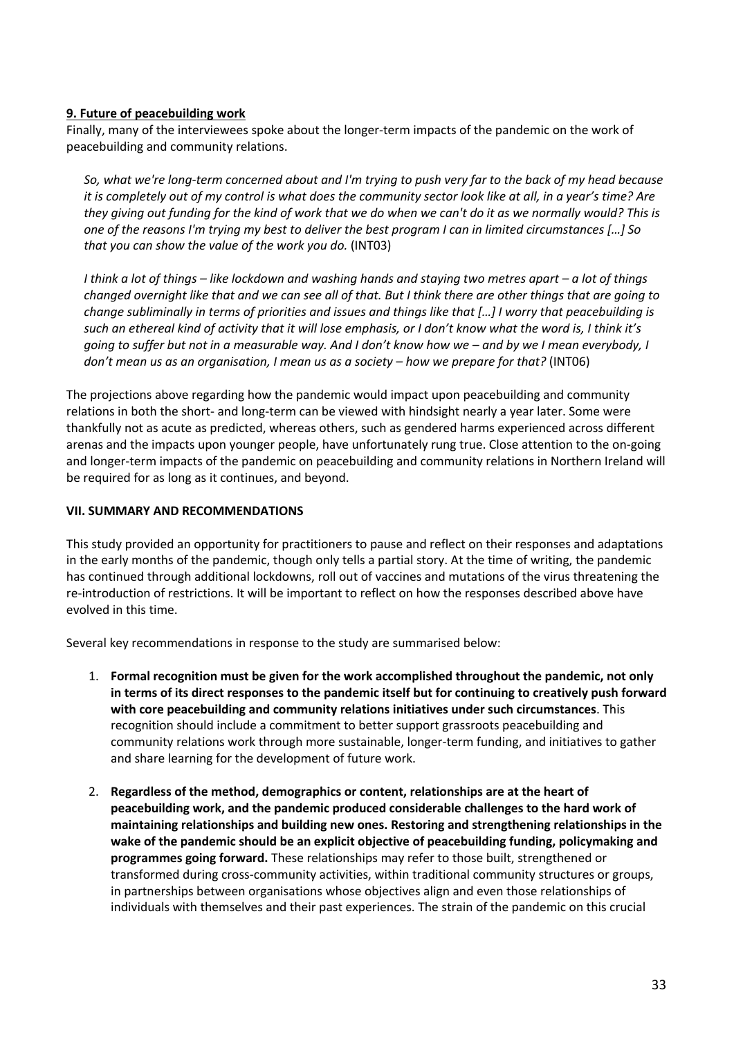**9. Future of peacebuilding work**

Finally, many of the interviewees spoke about the longer-term impacts of the pandemic on the work of peacebuilding and community relations.

> *So, what we're long-term concerned about and I'm trying to push very far to the back of my head because it is completely out of my control is what does the community sector look like at all, in a year's time? Are they giving out funding for the kind of work that we do when we can't do it as we normally would? This is one of the reasons I'm trying my best to deliver the best program I can in limited circumstances […] So that you can show the value of the work you do.* (INT03)

> *I think a lot of things – like lockdown and washing hands and staying two metres apart – a lot of things changed overnight like that and we can see all of that. But I think there are other things that are going to change subliminally in terms of priorities and issues and things like that […] I worry that peacebuilding is such an ethereal kind of activity that it will lose emphasis, or I don't know what the word is, I think it's going to suffer but not in a measurable way. And I don't know how we – and by we I mean everybody, I don't mean us as an organisation, I mean us as a society – how we prepare for that?* (INT06)

The projections above regarding how the pandemic would impact upon peacebuilding and community relations in both the short- and long-term can be viewed with hindsight nearly a year later. Some were thankfully not as acute as predicted, whereas others, such as gendered harms experienced across different arenas and the impacts upon younger people, have unfortunately rung true. Close attention to the on-going and longer-term impacts of the pandemic on peacebuilding and community relations in Northern Ireland will be required for as long as it continues, and beyond.

## VII. SUMMARY AND RECOMMENDATIONS

This study provided an opportunity for practitioners to pause and reflect on their responses and adaptations in the early months of the pandemic, though only tells a partial story. At the time of writing, the pandemic has continued through additional lockdowns, roll out of vaccines and mutations of the virus threatening the re-introduction of restrictions. It will be important to reflect on how the responses described above have evolved in this time.

Several key recommendations in response to the study are summarised below:

1. **Formal recognition must be given for the work accomplished throughout the pandemic, not only in terms of its direct responses to the pandemic itself but for continuing to creatively push forward with core peacebuilding and community relations initiatives under such circumstances**. This recognition should include a commitment to better support grassroots peacebuilding and community relations work through more sustainable, longer-term funding, and initiatives to gather and share learning for the development of future work.

2. **Regardless of the method, demographics or content, relationships are at the heart of peacebuilding work, and the pandemic produced considerable challenges to the hard work of maintaining relationships and building new ones. Restoring and strengthening relationships in the wake of the pandemic should be an explicit objective of peacebuilding funding, policymaking and programmes going forward.** These relationships may refer to those built, strengthened or transformed during cross-community activities, within traditional community structures or groups, in partnerships between organisations whose objectives align and even those relationships of individuals with themselves and their past experiences. The strain of the pandemic on this crucial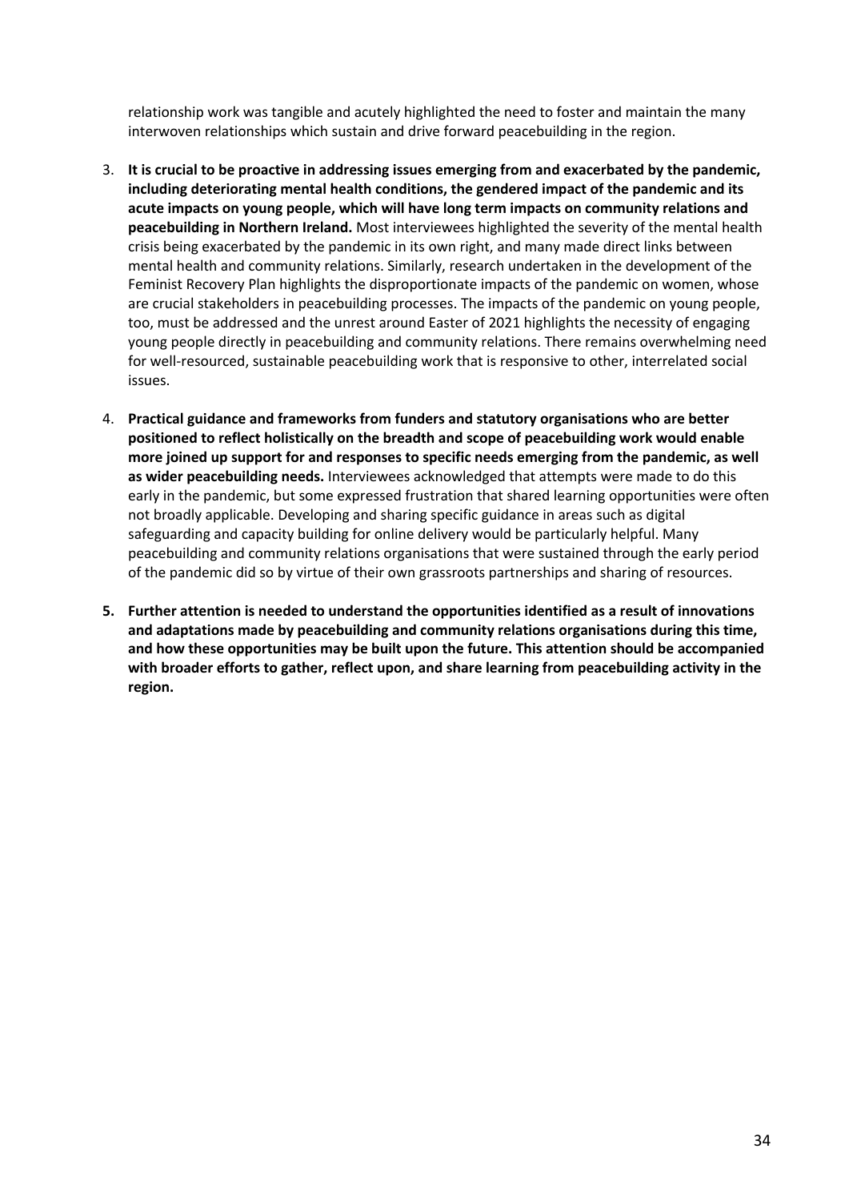relationship work was tangible and acutely highlighted the need to foster and maintain the many interwoven relationships which sustain and drive forward peacebuilding in the region.

3. **It is crucial to be proactive in addressing issues emerging from and exacerbated by the pandemic, including deteriorating mental health conditions, the gendered impact of the pandemic and its acute impacts on young people, which will have long term impacts on community relations and peacebuilding in Northern Ireland.** Most interviewees highlighted the severity of the mental health crisis being exacerbated by the pandemic in its own right, and many made direct links between mental health and community relations. Similarly, research undertaken in the development of the Feminist Recovery Plan highlights the disproportionate impacts of the pandemic on women, whose are crucial stakeholders in peacebuilding processes. The impacts of the pandemic on young people, too, must be addressed and the unrest around Easter of 2021 highlights the necessity of engaging young people directly in peacebuilding and community relations. There remains overwhelming need for well-resourced, sustainable peacebuilding work that is responsive to other, interrelated social issues.

4. **Practical guidance and frameworks from funders and statutory organisations who are better positioned to reflect holistically on the breadth and scope of peacebuilding work would enable more joined up support for and responses to specific needs emerging from the pandemic, as well as wider peacebuilding needs.** Interviewees acknowledged that attempts were made to do this early in the pandemic, but some expressed frustration that shared learning opportunities were often not broadly applicable. Developing and sharing specific guidance in areas such as digital safeguarding and capacity building for online delivery would be particularly helpful. Many peacebuilding and community relations organisations that were sustained through the early period of the pandemic did so by virtue of their own grassroots partnerships and sharing of resources.

5. **Further attention is needed to understand the opportunities identified as a result of innovations and adaptations made by peacebuilding and community relations organisations during this time, and how these opportunities may be built upon the future. This attention should be accompanied with broader efforts to gather, reflect upon, and share learning from peacebuilding activity in the region.**